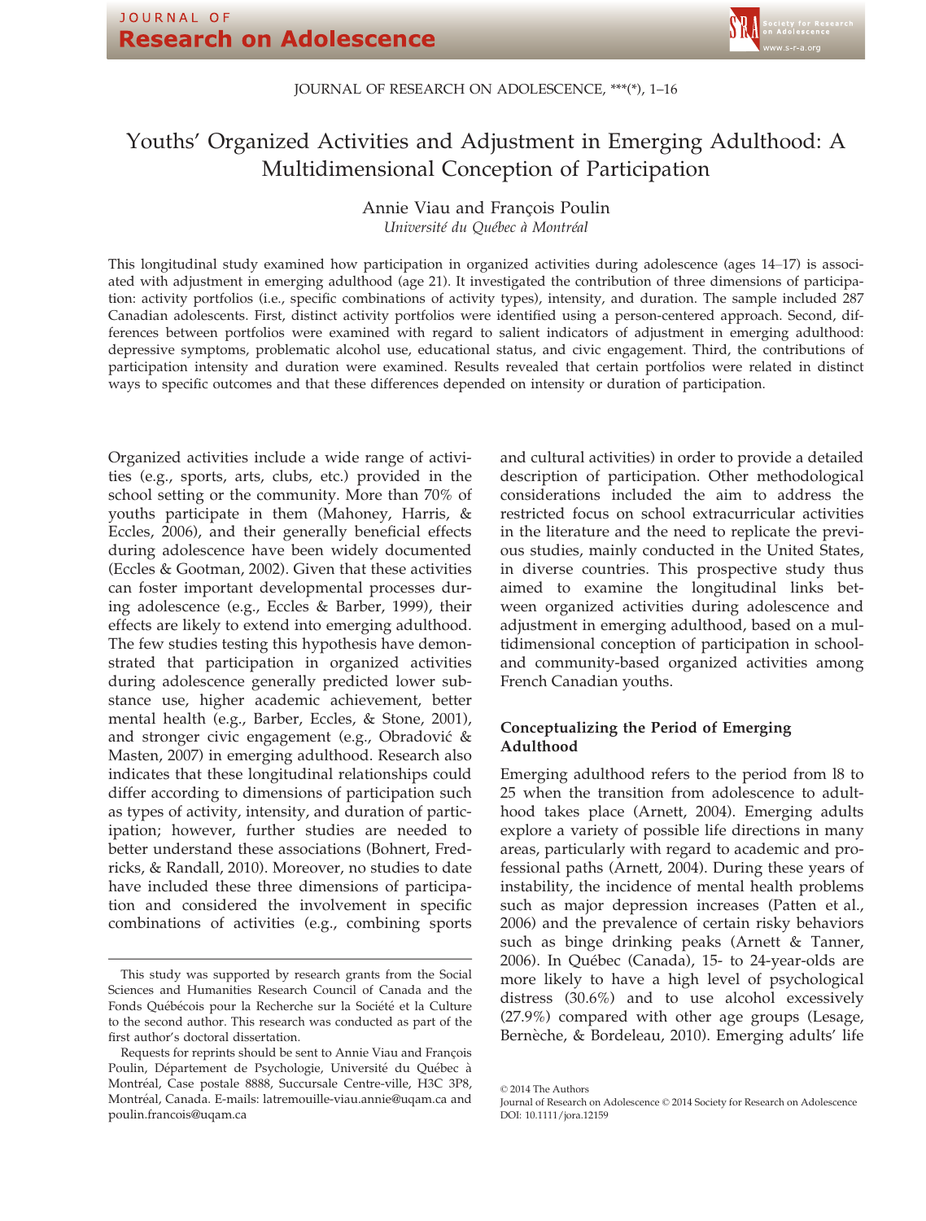# Youths' Organized Activities and Adjustment in Emerging Adulthood: A Multidimensional Conception of Participation

Annie Viau and François Poulin
*Université du Québec à Montréal*

This longitudinal study examined how participation in organized activities during adolescence (ages 14–17) is associated with adjustment in emerging adulthood (age 21). It investigated the contribution of three dimensions of participation: activity portfolios (i.e., specific combinations of activity types), intensity, and duration. The sample included 287 Canadian adolescents. First, distinct activity portfolios were identified using a person-centered approach. Second, differences between portfolios were examined with regard to salient indicators of adjustment in emerging adulthood: depressive symptoms, problematic alcohol use, educational status, and civic engagement. Third, the contributions of participation intensity and duration were examined. Results revealed that certain portfolios were related in distinct ways to specific outcomes and that these differences depended on intensity or duration of participation.

Organized activities include a wide range of activities (e.g., sports, arts, clubs, etc.) provided in the school setting or the community. More than 70% of youths participate in them (Mahoney, Harris, & Eccles, 2006), and their generally beneficial effects during adolescence have been widely documented (Eccles & Gootman, 2002). Given that these activities can foster important developmental processes during adolescence (e.g., Eccles & Barber, 1999), their effects are likely to extend into emerging adulthood. The few studies testing this hypothesis have demonstrated that participation in organized activities during adolescence generally predicted lower substance use, higher academic achievement, better mental health (e.g., Barber, Eccles, & Stone, 2001), and stronger civic engagement (e.g., Obradović & Masten, 2007) in emerging adulthood. Research also indicates that these longitudinal relationships could differ according to dimensions of participation such as types of activity, intensity, and duration of participation; however, further studies are needed to better understand these associations (Bohnert, Fredricks, & Randall, 2010). Moreover, no studies to date have included these three dimensions of participation and considered the involvement in specific combinations of activities (e.g., combining sports and cultural activities) in order to provide a detailed description of participation. Other methodological considerations included the aim to address the restricted focus on school extracurricular activities in the literature and the need to replicate the previous studies, mainly conducted in the United States, in diverse countries. This prospective study thus aimed to examine the longitudinal links between organized activities during adolescence and adjustment in emerging adulthood, based on a multidimensional conception of participation in school- and community-based organized activities among French Canadian youths.

## Conceptualizing the Period of Emerging Adulthood

Emerging adulthood refers to the period from 18 to 25 when the transition from adolescence to adulthood takes place (Arnett, 2004). Emerging adults explore a variety of possible life directions in many areas, particularly with regard to academic and professional paths (Arnett, 2004). During these years of instability, the incidence of mental health problems such as major depression increases (Patten et al., 2006) and the prevalence of certain risky behaviors such as binge drinking peaks (Arnett & Tanner, 2006). In Québec (Canada), 15- to 24-year-olds are more likely to have a high level of psychological distress (30.6%) and to use alcohol excessively (27.9%) compared with other age groups (Lesage, Bernèche, & Bordeleau, 2010). Emerging adults' life

---

This study was supported by research grants from the Social Sciences and Humanities Research Council of Canada and the Fonds Québécois pour la Recherche sur la Société et la Culture to the second author. This research was conducted as part of the first author's doctoral dissertation.

Requests for reprints should be sent to Annie Viau and François Poulin, Département de Psychologie, Université du Québec à Montréal, Case postale 8888, Succursale Centre-ville, H3C 3P8, Montréal, Canada. E-mails: latremouille-viau.annie@uqam.ca and poulin.francois@uqam.ca

© 2014 The Authors
Journal of Research on Adolescence © 2014 Society for Research on Adolescence
DOI: 10.1111/jora.12159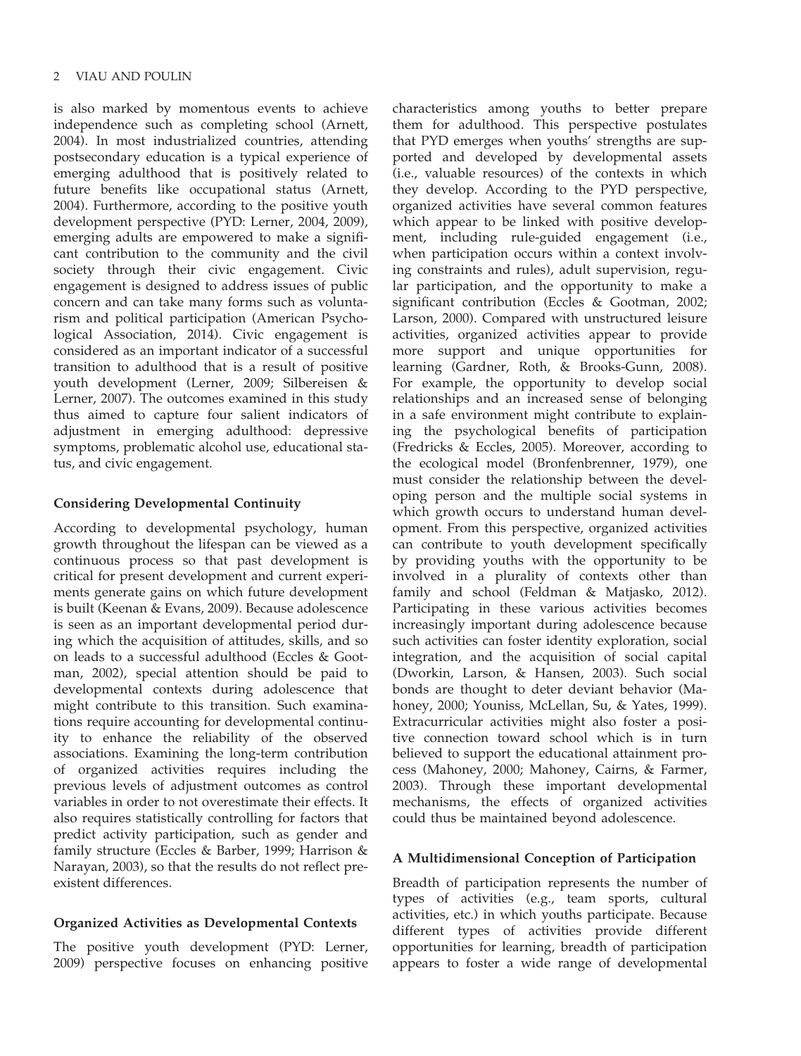is also marked by momentous events to achieve independence such as completing school (Arnett, 2004). In most industrialized countries, attending postsecondary education is a typical experience of emerging adulthood that is positively related to future benefits like occupational status (Arnett, 2004). Furthermore, according to the positive youth development perspective (PYD: Lerner, 2004, 2009), emerging adults are empowered to make a significant contribution to the community and the civil society through their civic engagement. Civic engagement is designed to address issues of public concern and can take many forms such as voluntarism and political participation (American Psychological Association, 2014). Civic engagement is considered as an important indicator of a successful transition to adulthood that is a result of positive youth development (Lerner, 2009; Silbereisen & Lerner, 2007). The outcomes examined in this study thus aimed to capture four salient indicators of adjustment in emerging adulthood: depressive symptoms, problematic alcohol use, educational status, and civic engagement.

### Considering Developmental Continuity

According to developmental psychology, human growth throughout the lifespan can be viewed as a continuous process so that past development is critical for present development and current experiments generate gains on which future development is built (Keenan & Evans, 2009). Because adolescence is seen as an important developmental period during which the acquisition of attitudes, skills, and so on leads to a successful adulthood (Eccles & Gootman, 2002), special attention should be paid to developmental contexts during adolescence that might contribute to this transition. Such examinations require accounting for developmental continuity to enhance the reliability of the observed associations. Examining the long-term contribution of organized activities requires including the previous levels of adjustment outcomes as control variables in order to not overestimate their effects. It also requires statistically controlling for factors that predict activity participation, such as gender and family structure (Eccles & Barber, 1999; Harrison & Narayan, 2003), so that the results do not reflect preexistent differences.

### Organized Activities as Developmental Contexts

The positive youth development (PYD: Lerner, 2009) perspective focuses on enhancing positive characteristics among youths to better prepare them for adulthood. This perspective postulates that PYD emerges when youths' strengths are supported and developed by developmental assets (i.e., valuable resources) of the contexts in which they develop. According to the PYD perspective, organized activities have several common features which appear to be linked with positive development, including rule-guided engagement (i.e., when participation occurs within a context involving constraints and rules), adult supervision, regular participation, and the opportunity to make a significant contribution (Eccles & Gootman, 2002; Larson, 2000). Compared with unstructured leisure activities, organized activities appear to provide more support and unique opportunities for learning (Gardner, Roth, & Brooks-Gunn, 2008). For example, the opportunity to develop social relationships and an increased sense of belonging in a safe environment might contribute to explaining the psychological benefits of participation (Fredricks & Eccles, 2005). Moreover, according to the ecological model (Bronfenbrenner, 1979), one must consider the relationship between the developing person and the multiple social systems in which growth occurs to understand human development. From this perspective, organized activities can contribute to youth development specifically by providing youths with the opportunity to be involved in a plurality of contexts other than family and school (Feldman & Matjasko, 2012). Participating in these various activities becomes increasingly important during adolescence because such activities can foster identity exploration, social integration, and the acquisition of social capital (Dworkin, Larson, & Hansen, 2003). Such social bonds are thought to deter deviant behavior (Mahoney, 2000; Youniss, McLellan, Su, & Yates, 1999). Extracurricular activities might also foster a positive connection toward school which is in turn believed to support the educational attainment process (Mahoney, 2000; Mahoney, Cairns, & Farmer, 2003). Through these important developmental mechanisms, the effects of organized activities could thus be maintained beyond adolescence.

### A Multidimensional Conception of Participation

Breadth of participation represents the number of types of activities (e.g., team sports, cultural activities, etc.) in which youths participate. Because different types of activities provide different opportunities for learning, breadth of participation appears to foster a wide range of developmental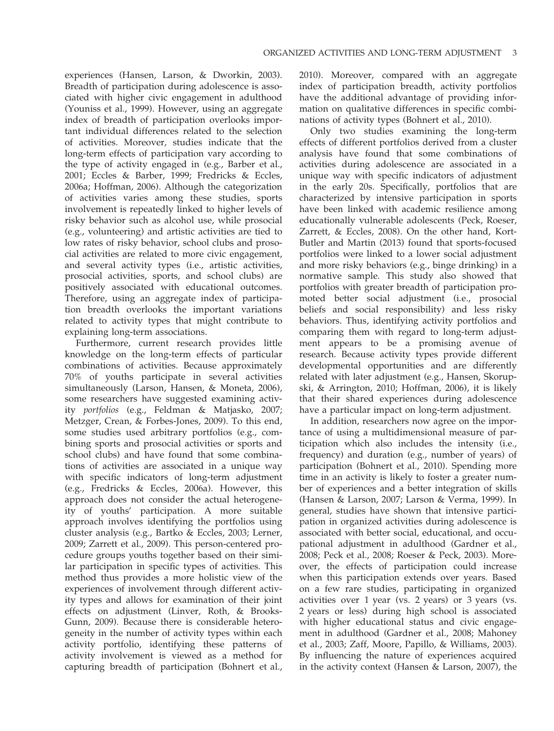experiences (Hansen, Larson, & Dworkin, 2003). Breadth of participation during adolescence is associated with higher civic engagement in adulthood (Youniss et al., 1999). However, using an aggregate index of breadth of participation overlooks important individual differences related to the selection of activities. Moreover, studies indicate that the long-term effects of participation vary according to the type of activity engaged in (e.g., Barber et al., 2001; Eccles & Barber, 1999; Fredricks & Eccles, 2006a; Hoffman, 2006). Although the categorization of activities varies among these studies, sports involvement is repeatedly linked to higher levels of risky behavior such as alcohol use, while prosocial (e.g., volunteering) and artistic activities are tied to low rates of risky behavior, school clubs and prosocial activities are related to more civic engagement, and several activity types (i.e., artistic activities, prosocial activities, sports, and school clubs) are positively associated with educational outcomes. Therefore, using an aggregate index of participation breadth overlooks the important variations related to activity types that might contribute to explaining long-term associations.

Furthermore, current research provides little knowledge on the long-term effects of particular combinations of activities. Because approximately 70% of youths participate in several activities simultaneously (Larson, Hansen, & Moneta, 2006), some researchers have suggested examining activity *portfolios* (e.g., Feldman & Matjasko, 2007; Metzger, Crean, & Forbes-Jones, 2009). To this end, some studies used arbitrary portfolios (e.g., combining sports and prosocial activities or sports and school clubs) and have found that some combinations of activities are associated in a unique way with specific indicators of long-term adjustment (e.g., Fredricks & Eccles, 2006a). However, this approach does not consider the actual heterogeneity of youths' participation. A more suitable approach involves identifying the portfolios using cluster analysis (e.g., Bartko & Eccles, 2003; Lerner, 2009; Zarrett et al., 2009). This person-centered procedure groups youths together based on their similar participation in specific types of activities. This method thus provides a more holistic view of the experiences of involvement through different activity types and allows for examination of their joint effects on adjustment (Linver, Roth, & Brooks-Gunn, 2009). Because there is considerable heterogeneity in the number of activity types within each activity portfolio, identifying these patterns of activity involvement is viewed as a method for capturing breadth of participation (Bohnert et al., 2010). Moreover, compared with an aggregate index of participation breadth, activity portfolios have the additional advantage of providing information on qualitative differences in specific combinations of activity types (Bohnert et al., 2010).

Only two studies examining the long-term effects of different portfolios derived from a cluster analysis have found that some combinations of activities during adolescence are associated in a unique way with specific indicators of adjustment in the early 20s. Specifically, portfolios that are characterized by intensive participation in sports have been linked with academic resilience among educationally vulnerable adolescents (Peck, Roeser, Zarrett, & Eccles, 2008). On the other hand, Kort-Butler and Martin (2013) found that sports-focused portfolios were linked to a lower social adjustment and more risky behaviors (e.g., binge drinking) in a normative sample. This study also showed that portfolios with greater breadth of participation promoted better social adjustment (i.e., prosocial beliefs and social responsibility) and less risky behaviors. Thus, identifying activity portfolios and comparing them with regard to long-term adjustment appears to be a promising avenue of research. Because activity types provide different developmental opportunities and are differently related with later adjustment (e.g., Hansen, Skorupski, & Arrington, 2010; Hoffman, 2006), it is likely that their shared experiences during adolescence have a particular impact on long-term adjustment.

In addition, researchers now agree on the importance of using a multidimensional measure of participation which also includes the intensity (i.e., frequency) and duration (e.g., number of years) of participation (Bohnert et al., 2010). Spending more time in an activity is likely to foster a greater number of experiences and a better integration of skills (Hansen & Larson, 2007; Larson & Verma, 1999). In general, studies have shown that intensive participation in organized activities during adolescence is associated with better social, educational, and occupational adjustment in adulthood (Gardner et al., 2008; Peck et al., 2008; Roeser & Peck, 2003). Moreover, the effects of participation could increase when this participation extends over years. Based on a few rare studies, participating in organized activities over 1 year (vs. 2 years) or 3 years (vs. 2 years or less) during high school is associated with higher educational status and civic engagement in adulthood (Gardner et al., 2008; Mahoney et al., 2003; Zaff, Moore, Papillo, & Williams, 2003). By influencing the nature of experiences acquired in the activity context (Hansen & Larson, 2007), the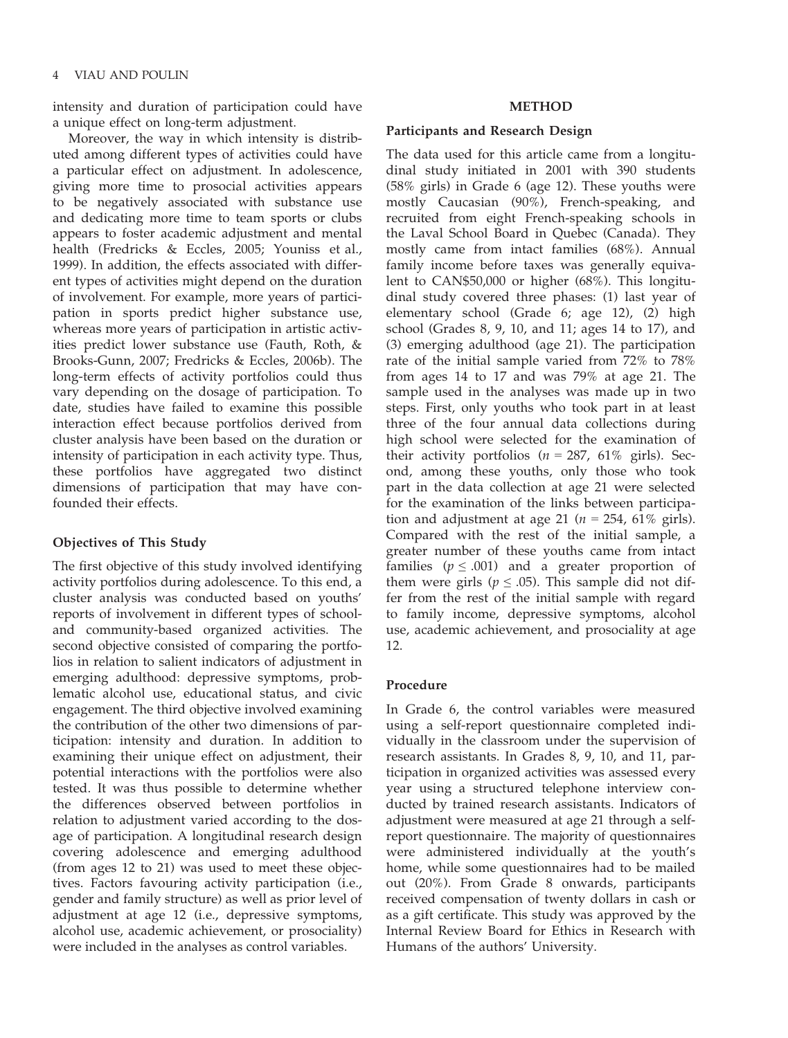intensity and duration of participation could have a unique effect on long-term adjustment.

Moreover, the way in which intensity is distributed among different types of activities could have a particular effect on adjustment. In adolescence, giving more time to prosocial activities appears to be negatively associated with substance use and dedicating more time to team sports or clubs appears to foster academic adjustment and mental health (Fredricks & Eccles, 2005; Youniss et al., 1999). In addition, the effects associated with different types of activities might depend on the duration of involvement. For example, more years of participation in sports predict higher substance use, whereas more years of participation in artistic activities predict lower substance use (Fauth, Roth, & Brooks-Gunn, 2007; Fredricks & Eccles, 2006b). The long-term effects of activity portfolios could thus vary depending on the dosage of participation. To date, studies have failed to examine this possible interaction effect because portfolios derived from cluster analysis have been based on the duration or intensity of participation in each activity type. Thus, these portfolios have aggregated two distinct dimensions of participation that may have confounded their effects.

### Objectives of This Study

The first objective of this study involved identifying activity portfolios during adolescence. To this end, a cluster analysis was conducted based on youths' reports of involvement in different types of school- and community-based organized activities. The second objective consisted of comparing the portfolios in relation to salient indicators of adjustment in emerging adulthood: depressive symptoms, problematic alcohol use, educational status, and civic engagement. The third objective involved examining the contribution of the other two dimensions of participation: intensity and duration. In addition to examining their unique effect on adjustment, their potential interactions with the portfolios were also tested. It was thus possible to determine whether the differences observed between portfolios in relation to adjustment varied according to the dosage of participation. A longitudinal research design covering adolescence and emerging adulthood (from ages 12 to 21) was used to meet these objectives. Factors favouring activity participation (i.e., gender and family structure) as well as prior level of adjustment at age 12 (i.e., depressive symptoms, alcohol use, academic achievement, or prosociality) were included in the analyses as control variables.

## METHOD

### Participants and Research Design

The data used for this article came from a longitudinal study initiated in 2001 with 390 students (58% girls) in Grade 6 (age 12). These youths were mostly Caucasian (90%), French-speaking, and recruited from eight French-speaking schools in the Laval School Board in Quebec (Canada). They mostly came from intact families (68%). Annual family income before taxes was generally equivalent to CAN$50,000 or higher (68%). This longitudinal study covered three phases: (1) last year of elementary school (Grade 6; age 12), (2) high school (Grades 8, 9, 10, and 11; ages 14 to 17), and (3) emerging adulthood (age 21). The participation rate of the initial sample varied from 72% to 78% from ages 14 to 17 and was 79% at age 21. The sample used in the analyses was made up in two steps. First, only youths who took part in at least three of the four annual data collections during high school were selected for the examination of their activity portfolios ($n = 287$, 61% girls). Second, among these youths, only those who took part in the data collection at age 21 were selected for the examination of the links between participation and adjustment at age 21 ($n = 254$, 61% girls). Compared with the rest of the initial sample, a greater number of these youths came from intact families ($p \leq .001$) and a greater proportion of them were girls ($p \leq .05$). This sample did not differ from the rest of the initial sample with regard to family income, depressive symptoms, alcohol use, academic achievement, and prosociality at age 12.

### Procedure

In Grade 6, the control variables were measured using a self-report questionnaire completed individually in the classroom under the supervision of research assistants. In Grades 8, 9, 10, and 11, participation in organized activities was assessed every year using a structured telephone interview conducted by trained research assistants. Indicators of adjustment were measured at age 21 through a self-report questionnaire. The majority of questionnaires were administered individually at the youth's home, while some questionnaires had to be mailed out (20%). From Grade 8 onwards, participants received compensation of twenty dollars in cash or as a gift certificate. This study was approved by the Internal Review Board for Ethics in Research with Humans of the authors' University.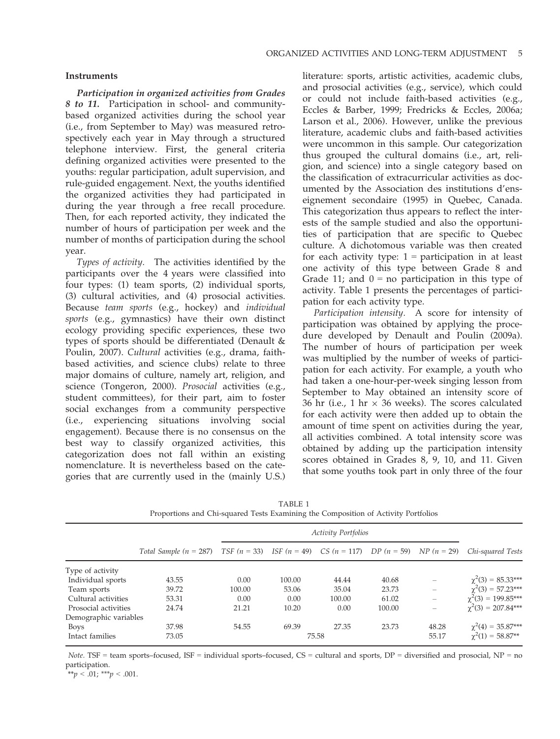### Instruments

***Participation in organized activities from Grades 8 to 11.*** Participation in school- and community-based organized activities during the school year (i.e., from September to May) was measured retrospectively each year in May through a structured telephone interview. First, the general criteria defining organized activities were presented to the youths: regular participation, adult supervision, and rule-guided engagement. Next, the youths identified the organized activities they had participated in during the year through a free recall procedure. Then, for each reported activity, they indicated the number of hours of participation per week and the number of months of participation during the school year.

*Types of activity.* The activities identified by the participants over the 4 years were classified into four types: (1) team sports, (2) individual sports, (3) cultural activities, and (4) prosocial activities. Because *team sports* (e.g., hockey) and *individual sports* (e.g., gymnastics) have their own distinct ecology providing specific experiences, these two types of sports should be differentiated (Denault & Poulin, 2007). *Cultural* activities (e.g., drama, faith-based activities, and science clubs) relate to three major domains of culture, namely art, religion, and science (Tongeron, 2000). *Prosocial* activities (e.g., student committees), for their part, aim to foster social exchanges from a community perspective (i.e., experiencing situations involving social engagement). Because there is no consensus on the best way to classify organized activities, this categorization does not fall within an existing nomenclature. It is nevertheless based on the categories that are currently used in the (mainly U.S.) literature: sports, artistic activities, academic clubs, and prosocial activities (e.g., service), which could or could not include faith-based activities (e.g., Eccles & Barber, 1999; Fredricks & Eccles, 2006a; Larson et al., 2006). However, unlike the previous literature, academic clubs and faith-based activities were uncommon in this sample. Our categorization thus grouped the cultural domains (i.e., art, religion, and science) into a single category based on the classification of extracurricular activities as documented by the Association des institutions d'enseignement secondaire (1995) in Quebec, Canada. This categorization thus appears to reflect the interests of the sample studied and also the opportunities of participation that are specific to Quebec culture. A dichotomous variable was then created for each activity type: 1 = participation in at least one activity of this type between Grade 8 and Grade 11; and 0 = no participation in this type of activity. Table 1 presents the percentages of participation for each activity type.

*Participation intensity.* A score for intensity of participation was obtained by applying the procedure developed by Denault and Poulin (2009a). The number of hours of participation per week was multiplied by the number of weeks of participation for each activity. For example, a youth who had taken a one-hour-per-week singing lesson from September to May obtained an intensity score of 36 hr (i.e., 1 hr × 36 weeks). The scores calculated for each activity were then added up to obtain the amount of time spent on activities during the year, all activities combined. A total intensity score was obtained by adding up the participation intensity scores obtained in Grades 8, 9, 10, and 11. Given that some youths took part in only three of the four

TABLE 1
Proportions and Chi-squared Tests Examining the Composition of Activity Portfolios

| | | *Activity Portfolios* | | | | | |
|---|---|---|---|---|---|---|---|
| | *Total Sample (n = 287)* | *TSF (n = 33)* | *ISF (n = 49)* | *CS (n = 117)* | *DP (n = 59)* | *NP (n = 29)* | *Chi-squared Tests* |
| Type of activity | | | | | | | |
| Individual sports | 43.55 | 0.00 | 100.00 | 44.44 | 40.68 | – | $\chi^2(3) = 85.33$*** |
| Team sports | 39.72 | 100.00 | 53.06 | 35.04 | 23.73 | – | $\chi^2(3) = 57.23$*** |
| Cultural activities | 53.31 | 0.00 | 0.00 | 100.00 | 61.02 | – | $\chi^2(3) = 199.85$*** |
| Prosocial activities | 24.74 | 21.21 | 10.20 | 0.00 | 100.00 | – | $\chi^2(3) = 207.84$*** |
| Demographic variables | | | | | | | |
| Boys | 37.98 | 54.55 | 69.39 | 27.35 | 23.73 | 48.28 | $\chi^2(4) = 35.87$*** |
| Intact families | 73.05 | | 75.58 | | | 55.17 | $\chi^2(1) = 58.87$** |

*Note.* TSF = team sports–focused, ISF = individual sports–focused, CS = cultural and sports, DP = diversified and prosocial, NP = no participation.
**$p < .01$; ***$p < .001$.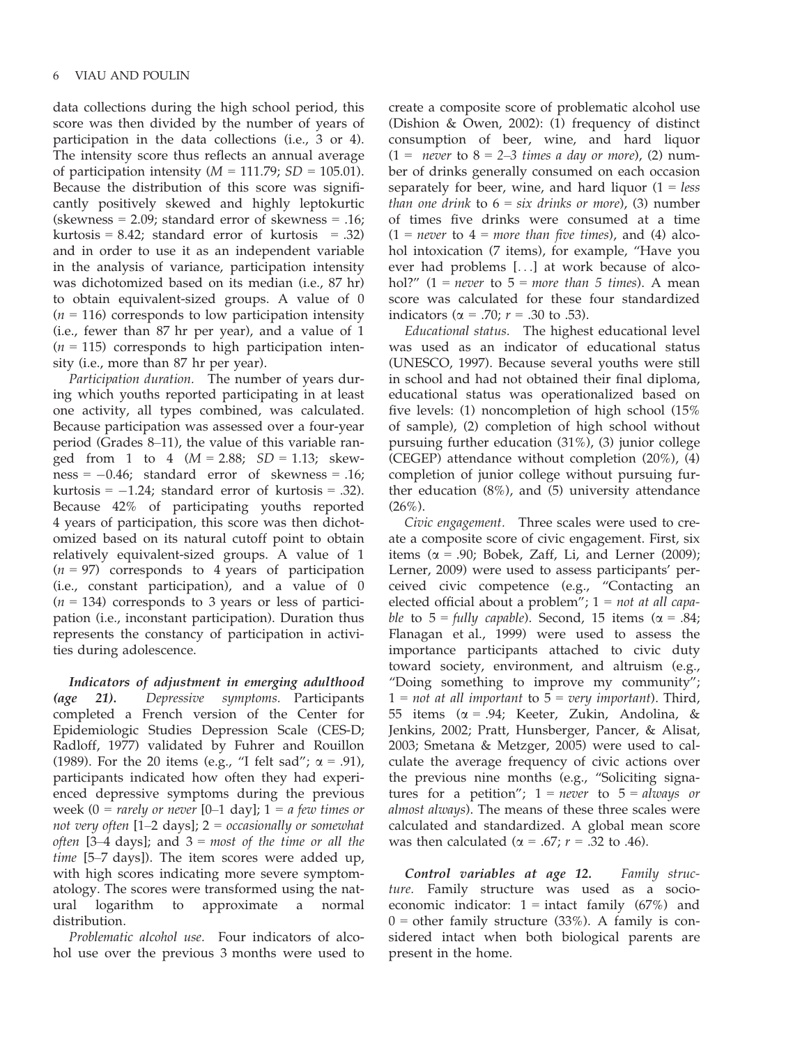data collections during the high school period, this score was then divided by the number of years of participation in the data collections (i.e., 3 or 4). The intensity score thus reflects an annual average of participation intensity ($M$ = 111.79; $SD$ = 105.01). Because the distribution of this score was significantly positively skewed and highly leptokurtic (skewness = 2.09; standard error of skewness = .16; kurtosis = 8.42; standard error of kurtosis = .32) and in order to use it as an independent variable in the analysis of variance, participation intensity was dichotomized based on its median (i.e., 87 hr) to obtain equivalent-sized groups. A value of 0 ($n$ = 116) corresponds to low participation intensity (i.e., fewer than 87 hr per year), and a value of 1 ($n$ = 115) corresponds to high participation intensity (i.e., more than 87 hr per year).

*Participation duration.* The number of years during which youths reported participating in at least one activity, all types combined, was calculated. Because participation was assessed over a four-year period (Grades 8–11), the value of this variable ranged from 1 to 4 ($M$ = 2.88; $SD$ = 1.13; skewness = −0.46; standard error of skewness = .16; kurtosis = −1.24; standard error of kurtosis = .32). Because 42% of participating youths reported 4 years of participation, this score was then dichotomized based on its natural cutoff point to obtain relatively equivalent-sized groups. A value of 1 ($n$ = 97) corresponds to 4 years of participation (i.e., constant participation), and a value of 0 ($n$ = 134) corresponds to 3 years or less of participation (i.e., inconstant participation). Duration thus represents the constancy of participation in activities during adolescence.

***Indicators of adjustment in emerging adulthood (age 21).*** *Depressive symptoms.* Participants completed a French version of the Center for Epidemiologic Studies Depression Scale (CES-D; Radloff, 1977) validated by Fuhrer and Rouillon (1989). For the 20 items (e.g., "I felt sad"; α = .91), participants indicated how often they had experienced depressive symptoms during the previous week (0 = *rarely or never* [0–1 day]; 1 = *a few times or not very often* [1–2 days]; 2 = *occasionally or somewhat often* [3–4 days]; and 3 = *most of the time or all the time* [5–7 days]). The item scores were added up, with high scores indicating more severe symptomatology. The scores were transformed using the natural logarithm to approximate a normal distribution.

*Problematic alcohol use.* Four indicators of alcohol use over the previous 3 months were used to create a composite score of problematic alcohol use (Dishion & Owen, 2002): (1) frequency of distinct consumption of beer, wine, and hard liquor (1 = *never* to 8 = *2–3 times a day or more*), (2) number of drinks generally consumed on each occasion separately for beer, wine, and hard liquor (1 = *less than one drink* to 6 = *six drinks or more*), (3) number of times five drinks were consumed at a time (1 = *never* to 4 = *more than five times*), and (4) alcohol intoxication (7 items), for example, "Have you ever had problems [...] at work because of alcohol?" (1 = *never* to 5 = *more than 5 times*). A mean score was calculated for these four standardized indicators (α = .70; $r$ = .30 to .53).

*Educational status.* The highest educational level was used as an indicator of educational status (UNESCO, 1997). Because several youths were still in school and had not obtained their final diploma, educational status was operationalized based on five levels: (1) noncompletion of high school (15% of sample), (2) completion of high school without pursuing further education (31%), (3) junior college (CEGEP) attendance without completion (20%), (4) completion of junior college without pursuing further education (8%), and (5) university attendance (26%).

*Civic engagement.* Three scales were used to create a composite score of civic engagement. First, six items (α = .90; Bobek, Zaff, Li, and Lerner (2009); Lerner, 2009) were used to assess participants' perceived civic competence (e.g., "Contacting an elected official about a problem"; 1 = *not at all capable* to 5 = *fully capable*). Second, 15 items (α = .84; Flanagan et al., 1999) were used to assess the importance participants attached to civic duty toward society, environment, and altruism (e.g., "Doing something to improve my community"; 1 = *not at all important* to 5 = *very important*). Third, 55 items (α = .94; Keeter, Zukin, Andolina, & Jenkins, 2002; Pratt, Hunsberger, Pancer, & Alisat, 2003; Smetana & Metzger, 2005) were used to calculate the average frequency of civic actions over the previous nine months (e.g., "Soliciting signatures for a petition"; 1 = *never* to 5 = *always or almost always*). The means of these three scales were calculated and standardized. A global mean score was then calculated (α = .67; $r$ = .32 to .46).

***Control variables at age 12.*** *Family structure.* Family structure was used as a socioeconomic indicator: 1 = intact family (67%) and 0 = other family structure (33%). A family is considered intact when both biological parents are present in the home.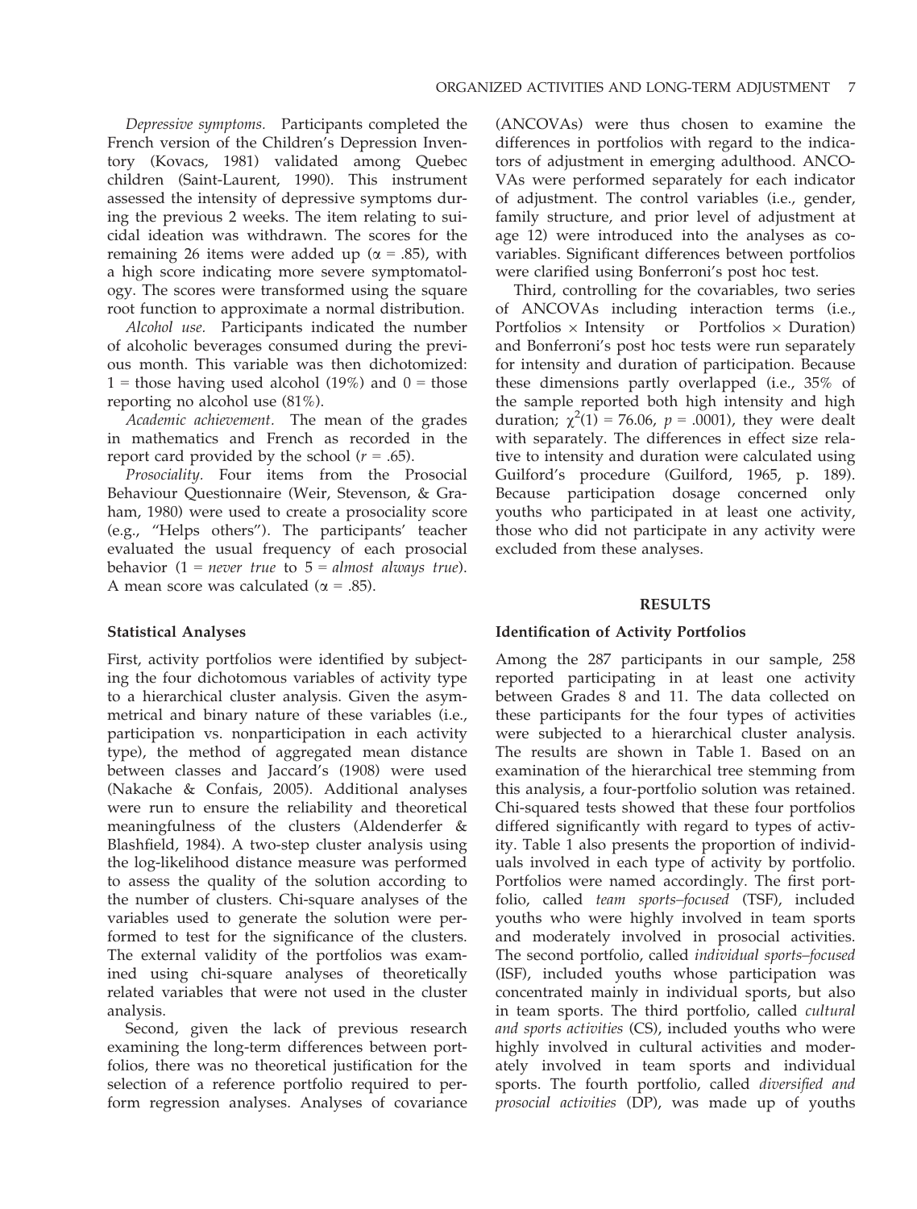*Depressive symptoms.* Participants completed the French version of the Children's Depression Inventory (Kovacs, 1981) validated among Quebec children (Saint-Laurent, 1990). This instrument assessed the intensity of depressive symptoms during the previous 2 weeks. The item relating to suicidal ideation was withdrawn. The scores for the remaining 26 items were added up ($\alpha$ = .85), with a high score indicating more severe symptomatology. The scores were transformed using the square root function to approximate a normal distribution.

*Alcohol use.* Participants indicated the number of alcoholic beverages consumed during the previous month. This variable was then dichotomized: 1 = those having used alcohol (19%) and 0 = those reporting no alcohol use (81%).

*Academic achievement.* The mean of the grades in mathematics and French as recorded in the report card provided by the school ($r$ = .65).

*Prosociality.* Four items from the Prosocial Behaviour Questionnaire (Weir, Stevenson, & Graham, 1980) were used to create a prosociality score (e.g., "Helps others"). The participants' teacher evaluated the usual frequency of each prosocial behavior (1 = *never true* to 5 = *almost always true*). A mean score was calculated ($\alpha$ = .85).

### Statistical Analyses

First, activity portfolios were identified by subjecting the four dichotomous variables of activity type to a hierarchical cluster analysis. Given the asymmetrical and binary nature of these variables (i.e., participation vs. nonparticipation in each activity type), the method of aggregated mean distance between classes and Jaccard's (1908) were used (Nakache & Confais, 2005). Additional analyses were run to ensure the reliability and theoretical meaningfulness of the clusters (Aldenderfer & Blashfield, 1984). A two-step cluster analysis using the log-likelihood distance measure was performed to assess the quality of the solution according to the number of clusters. Chi-square analyses of the variables used to generate the solution were performed to test for the significance of the clusters. The external validity of the portfolios was examined using chi-square analyses of theoretically related variables that were not used in the cluster analysis.

Second, given the lack of previous research examining the long-term differences between portfolios, there was no theoretical justification for the selection of a reference portfolio required to perform regression analyses. Analyses of covariance (ANCOVAs) were thus chosen to examine the differences in portfolios with regard to the indicators of adjustment in emerging adulthood. ANCOVAs were performed separately for each indicator of adjustment. The control variables (i.e., gender, family structure, and prior level of adjustment at age 12) were introduced into the analyses as covariables. Significant differences between portfolios were clarified using Bonferroni's post hoc test.

Third, controlling for the covariables, two series of ANCOVAs including interaction terms (i.e., Portfolios × Intensity or Portfolios × Duration) and Bonferroni's post hoc tests were run separately for intensity and duration of participation. Because these dimensions partly overlapped (i.e., 35% of the sample reported both high intensity and high duration; $\chi^2(1) = 76.06$, $p = .0001$), they were dealt with separately. The differences in effect size relative to intensity and duration were calculated using Guilford's procedure (Guilford, 1965, p. 189). Because participation dosage concerned only youths who participated in at least one activity, those who did not participate in any activity were excluded from these analyses.

## RESULTS

### Identification of Activity Portfolios

Among the 287 participants in our sample, 258 reported participating in at least one activity between Grades 8 and 11. The data collected on these participants for the four types of activities were subjected to a hierarchical cluster analysis. The results are shown in Table 1. Based on an examination of the hierarchical tree stemming from this analysis, a four-portfolio solution was retained. Chi-squared tests showed that these four portfolios differed significantly with regard to types of activity. Table 1 also presents the proportion of individuals involved in each type of activity by portfolio. Portfolios were named accordingly. The first portfolio, called *team sports–focused* (TSF), included youths who were highly involved in team sports and moderately involved in prosocial activities. The second portfolio, called *individual sports–focused* (ISF), included youths whose participation was concentrated mainly in individual sports, but also in team sports. The third portfolio, called *cultural and sports activities* (CS), included youths who were highly involved in cultural activities and moderately involved in team sports and individual sports. The fourth portfolio, called *diversified and prosocial activities* (DP), was made up of youths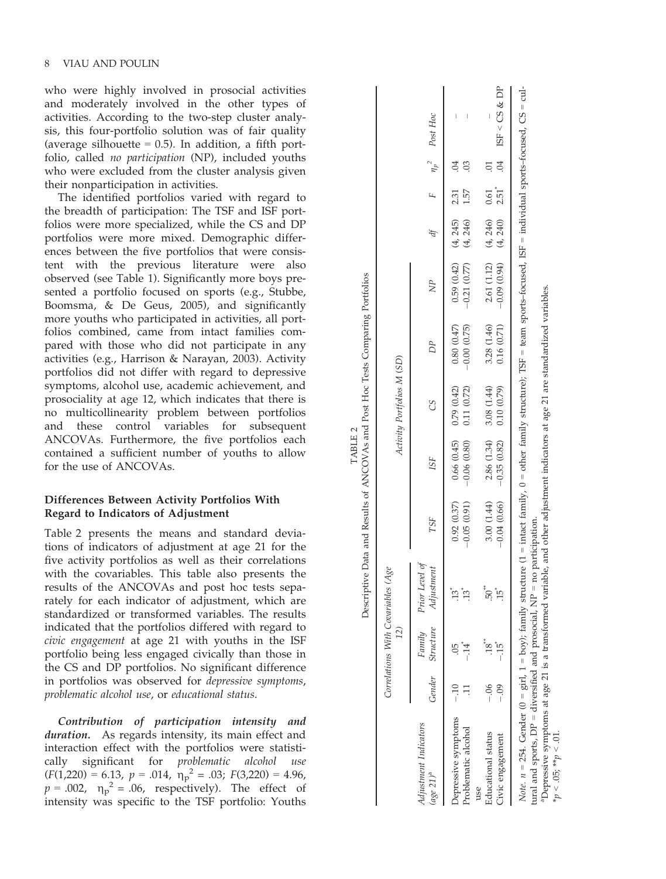who were highly involved in prosocial activities and moderately involved in the other types of activities. According to the two-step cluster analysis, this four-portfolio solution was of fair quality (average silhouette = 0.5). In addition, a fifth portfolio, called *no participation* (NP), included youths who were excluded from the cluster analysis given their nonparticipation in activities.

The identified portfolios varied with regard to the breadth of participation: The TSF and ISF portfolios were more specialized, while the CS and DP portfolios were more mixed. Demographic differences between the five portfolios that were consistent with the previous literature were also observed (see Table 1). Significantly more boys presented a portfolio focused on sports (e.g., Stubbe, Boomsma, & De Geus, 2005), and significantly more youths who participated in activities, all portfolios combined, came from intact families compared with those who did not participate in any activities (e.g., Harrison & Narayan, 2003). Activity portfolios did not differ with regard to depressive symptoms, alcohol use, academic achievement, and prosociality at age 12, which indicates that there is no multicollinearity problem between portfolios and these control variables for subsequent ANCOVAs. Furthermore, the five portfolios each contained a sufficient number of youths to allow for the use of ANCOVAs.

### Differences Between Activity Portfolios With Regard to Indicators of Adjustment

Table 2 presents the means and standard deviations of indicators of adjustment at age 21 for the five activity portfolios as well as their correlations with the covariables. This table also presents the results of the ANCOVAs and post hoc tests separately for each indicator of adjustment, which are standardized or transformed variables. The results indicated that the portfolios differed with regard to *civic engagement* at age 21 with youths in the ISF portfolio being less engaged civically than those in the CS and DP portfolios. No significant difference in portfolios was observed for *depressive symptoms*, *problematic alcohol use*, or *educational status*.

TABLE 2

Descriptive Data and Results of ANCOVAs and Post Hoc Tests Comparing Portfolios

| Adjustment Indicators (age 21)[a] | Correlations With Covariables (Age 12) | | | Activity Portfolios M (SD) | | | | | | | | |
|---|---|---|---|---|---|---|---|---|---|---|---|---|
| | Gender | Family Structure | Prior Level of Adjustment | TSF | ISF | CS | DP | NP | df | F | $\eta_p^2$ | Post Hoc |
| Depressive symptoms | −.10 | .05 | .13* | 0.92 (0.37) | 0.66 (0.45) | 0.79 (0.42) | 0.80 (0.47) | 0.59 (0.42) | (4, 245) | 2.31 | .04 | – |
| Problematic alcohol use | .11 | −.14* | .13* | −0.05 (0.91) | −0.06 (0.80) | 0.11 (0.72) | −0.00 (0.75) | −0.21 (0.77) | (4, 246) | 1.57 | .03 | – |
| Educational status | −.06 | .18** | .50** | 3.00 (1.44) | 2.86 (1.34) | 3.08 (1.44) | 3.28 (1.46) | 2.61 (1.12) | (4, 246) | 0.61 | .01 | – |
| Civic engagement | −.09 | −.15* | .15* | −0.04 (0.66) | −0.35 (0.82) | 0.10 (0.79) | 0.16 (0.71) | −0.09 (0.94) | (4, 240) | 2.51* | .04 | ISF < CS & DP |

*Note.* $n = 254$. Gender (0 = girl, 1 = boy); family structure (1 = intact family, 0 = other family structure); TSF = team sports–focused, ISF = individual sports–focused, CS = cultural and sports, DP = diversified and prosocial, NP = no participation.

[a]Depressive symptoms at age 21 is a transformed variable, and other adjustment indicators at age 21 are standardized variables.

*$p < .05$; **$p < .01$.

**Contribution of participation intensity and duration.** As regards intensity, its main effect and interaction effect with the portfolios were statistically significant for *problematic alcohol use* ($F(1,220) = 6.13$, $p = .014$, $\eta_p^2 = .03$; $F(3,220) = 4.96$, $p = .002$, $\eta_p^2 = .06$, respectively). The effect of intensity was specific to the TSF portfolio: Youths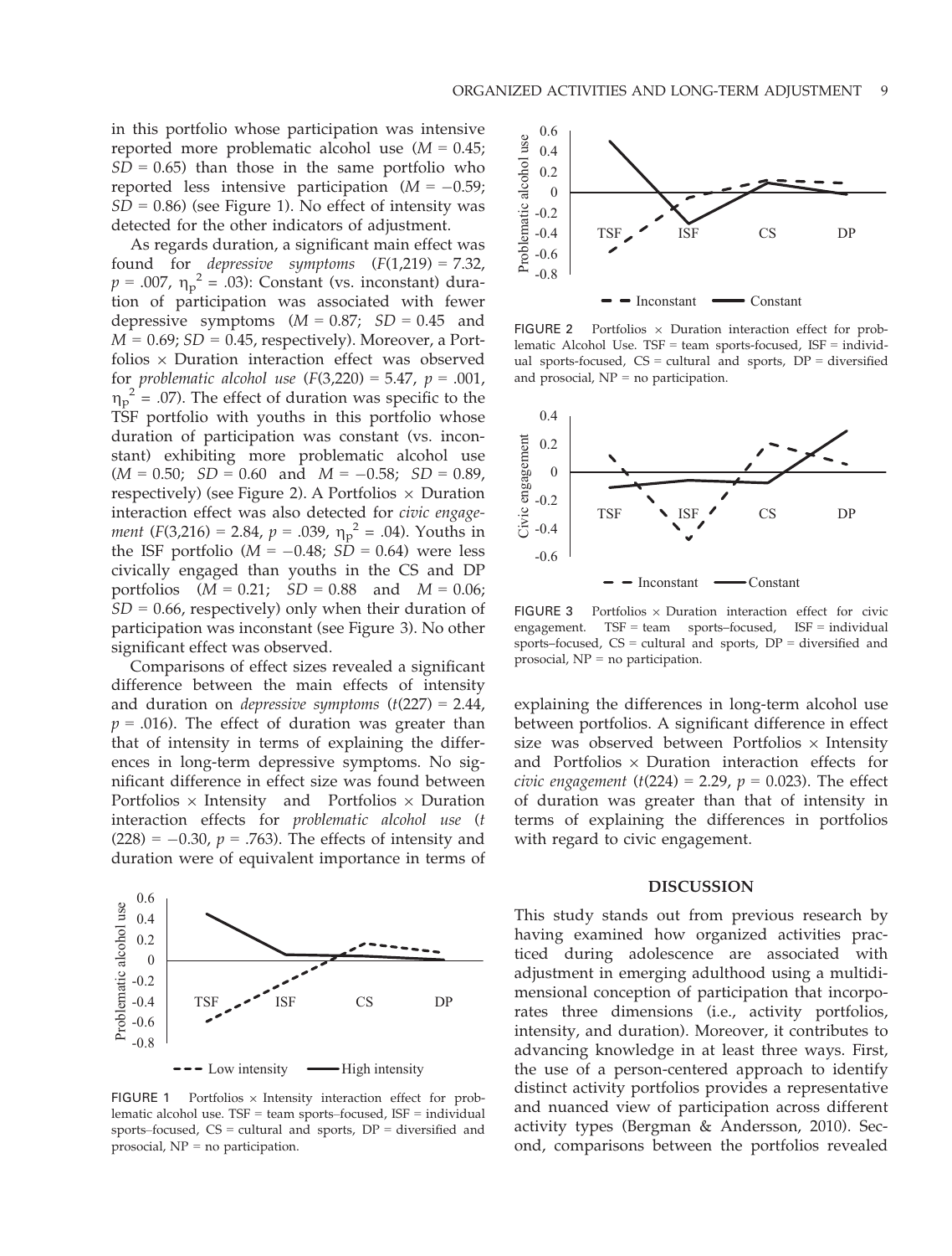in this portfolio whose participation was intensive reported more problematic alcohol use ($M = 0.45$; $SD = 0.65$) than those in the same portfolio who reported less intensive participation ($M = -0.59$; $SD = 0.86$) (see Figure 1). No effect of intensity was detected for the other indicators of adjustment.

As regards duration, a significant main effect was found for *depressive symptoms* ($F(1,219) = 7.32$, $p = .007$, $\eta_p^2 = .03$): Constant (vs. inconstant) duration of participation was associated with fewer depressive symptoms ($M = 0.87$; $SD = 0.45$ and $M = 0.69$; $SD = 0.45$, respectively). Moreover, a Portfolios × Duration interaction effect was observed for *problematic alcohol use* ($F(3,220) = 5.47$, $p = .001$, $\eta_p^2 = .07$). The effect of duration was specific to the TSF portfolio with youths in this portfolio whose duration of participation was constant (vs. inconstant) exhibiting more problematic alcohol use ($M = 0.50$; $SD = 0.60$ and $M = -0.58$; $SD = 0.89$, respectively) (see Figure 2). A Portfolios × Duration interaction effect was also detected for *civic engagement* ($F(3,216) = 2.84$, $p = .039$, $\eta_p^2 = .04$). Youths in the ISF portfolio ($M = -0.48$; $SD = 0.64$) were less civically engaged than youths in the CS and DP portfolios ($M = 0.21$; $SD = 0.88$ and $M = 0.06$; $SD = 0.66$, respectively) only when their duration of participation was inconstant (see Figure 3). No other significant effect was observed.

Comparisons of effect sizes revealed a significant difference between the main effects of intensity and duration on *depressive symptoms* ($t(227) = 2.44$, $p = .016$). The effect of duration was greater than that of intensity in terms of explaining the differences in long-term depressive symptoms. No significant difference in effect size was found between Portfolios × Intensity and Portfolios × Duration interaction effects for *problematic alcohol use* ($t(228) = -0.30$, $p = .763$). The effects of intensity and duration were of equivalent importance in terms of explaining the differences in long-term alcohol use between portfolios. A significant difference in effect size was observed between Portfolios × Intensity and Portfolios × Duration interaction effects for *civic engagement* ($t(224) = 2.29$, $p = 0.023$). The effect of duration was greater than that of intensity in terms of explaining the differences in portfolios with regard to civic engagement.

FIGURE 1 Portfolios × Intensity interaction effect for problematic alcohol use. TSF = team sports–focused, ISF = individual sports–focused, CS = cultural and sports, DP = diversified and prosocial, NP = no participation.

FIGURE 2 Portfolios × Duration interaction effect for problematic Alcohol Use. TSF = team sports-focused, ISF = individual sports-focused, CS = cultural and sports, DP = diversified and prosocial, NP = no participation.

FIGURE 3 Portfolios × Duration interaction effect for civic engagement. TSF = team sports–focused, ISF = individual sports–focused, CS = cultural and sports, DP = diversified and prosocial, NP = no participation.

## DISCUSSION

This study stands out from previous research by having examined how organized activities practiced during adolescence are associated with adjustment in emerging adulthood using a multidimensional conception of participation that incorporates three dimensions (i.e., activity portfolios, intensity, and duration). Moreover, it contributes to advancing knowledge in at least three ways. First, the use of a person-centered approach to identify distinct activity portfolios provides a representative and nuanced view of participation across different activity types (Bergman & Andersson, 2010). Second, comparisons between the portfolios revealed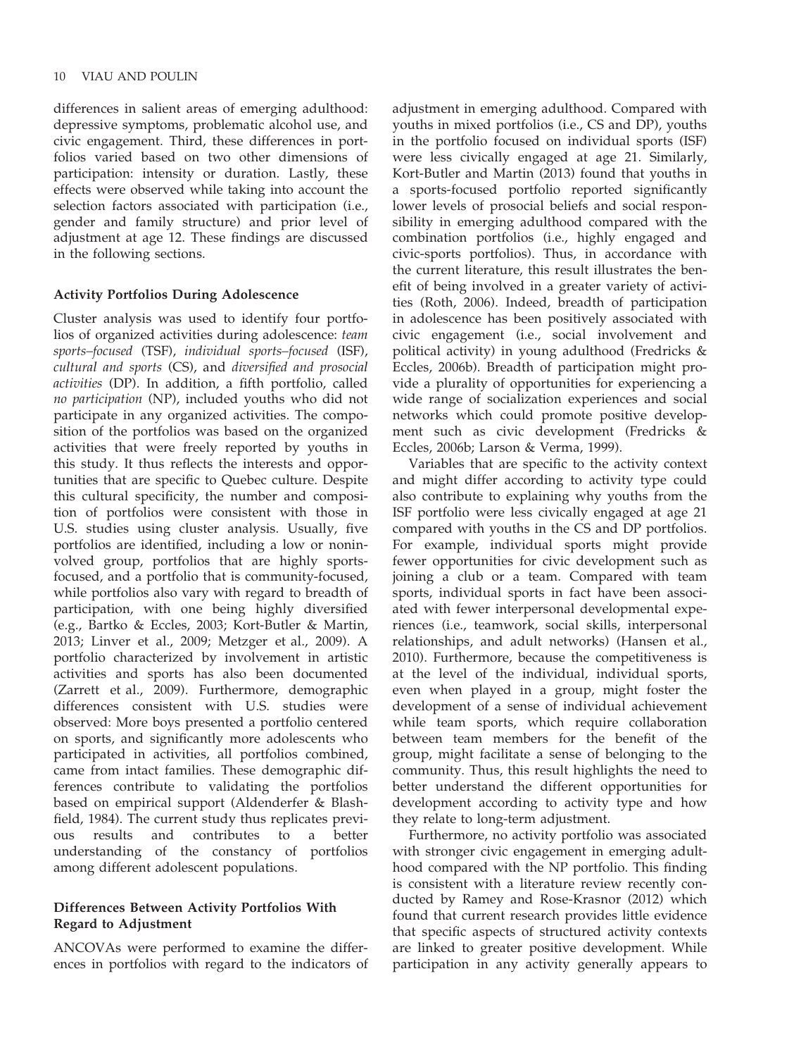differences in salient areas of emerging adulthood: depressive symptoms, problematic alcohol use, and civic engagement. Third, these differences in portfolios varied based on two other dimensions of participation: intensity or duration. Lastly, these effects were observed while taking into account the selection factors associated with participation (i.e., gender and family structure) and prior level of adjustment at age 12. These findings are discussed in the following sections.

### Activity Portfolios During Adolescence

Cluster analysis was used to identify four portfolios of organized activities during adolescence: *team sports–focused* (TSF), *individual sports–focused* (ISF), *cultural and sports* (CS), and *diversified and prosocial activities* (DP). In addition, a fifth portfolio, called *no participation* (NP), included youths who did not participate in any organized activities. The composition of the portfolios was based on the organized activities that were freely reported by youths in this study. It thus reflects the interests and opportunities that are specific to Quebec culture. Despite this cultural specificity, the number and composition of portfolios were consistent with those in U.S. studies using cluster analysis. Usually, five portfolios are identified, including a low or noninvolved group, portfolios that are highly sports-focused, and a portfolio that is community-focused, while portfolios also vary with regard to breadth of participation, with one being highly diversified (e.g., Bartko & Eccles, 2003; Kort-Butler & Martin, 2013; Linver et al., 2009; Metzger et al., 2009). A portfolio characterized by involvement in artistic activities and sports has also been documented (Zarrett et al., 2009). Furthermore, demographic differences consistent with U.S. studies were observed: More boys presented a portfolio centered on sports, and significantly more adolescents who participated in activities, all portfolios combined, came from intact families. These demographic differences contribute to validating the portfolios based on empirical support (Aldenderfer & Blashfield, 1984). The current study thus replicates previous results and contributes to a better understanding of the constancy of portfolios among different adolescent populations.

### Differences Between Activity Portfolios With Regard to Adjustment

ANCOVAs were performed to examine the differences in portfolios with regard to the indicators of adjustment in emerging adulthood. Compared with youths in mixed portfolios (i.e., CS and DP), youths in the portfolio focused on individual sports (ISF) were less civically engaged at age 21. Similarly, Kort-Butler and Martin (2013) found that youths in a sports-focused portfolio reported significantly lower levels of prosocial beliefs and social responsibility in emerging adulthood compared with the combination portfolios (i.e., highly engaged and civic-sports portfolios). Thus, in accordance with the current literature, this result illustrates the benefit of being involved in a greater variety of activities (Roth, 2006). Indeed, breadth of participation in adolescence has been positively associated with civic engagement (i.e., social involvement and political activity) in young adulthood (Fredricks & Eccles, 2006b). Breadth of participation might provide a plurality of opportunities for experiencing a wide range of socialization experiences and social networks which could promote positive development such as civic development (Fredricks & Eccles, 2006b; Larson & Verma, 1999).

Variables that are specific to the activity context and might differ according to activity type could also contribute to explaining why youths from the ISF portfolio were less civically engaged at age 21 compared with youths in the CS and DP portfolios. For example, individual sports might provide fewer opportunities for civic development such as joining a club or a team. Compared with team sports, individual sports in fact have been associated with fewer interpersonal developmental experiences (i.e., teamwork, social skills, interpersonal relationships, and adult networks) (Hansen et al., 2010). Furthermore, because the competitiveness is at the level of the individual, individual sports, even when played in a group, might foster the development of a sense of individual achievement while team sports, which require collaboration between team members for the benefit of the group, might facilitate a sense of belonging to the community. Thus, this result highlights the need to better understand the different opportunities for development according to activity type and how they relate to long-term adjustment.

Furthermore, no activity portfolio was associated with stronger civic engagement in emerging adulthood compared with the NP portfolio. This finding is consistent with a literature review recently conducted by Ramey and Rose-Krasnor (2012) which found that current research provides little evidence that specific aspects of structured activity contexts are linked to greater positive development. While participation in any activity generally appears to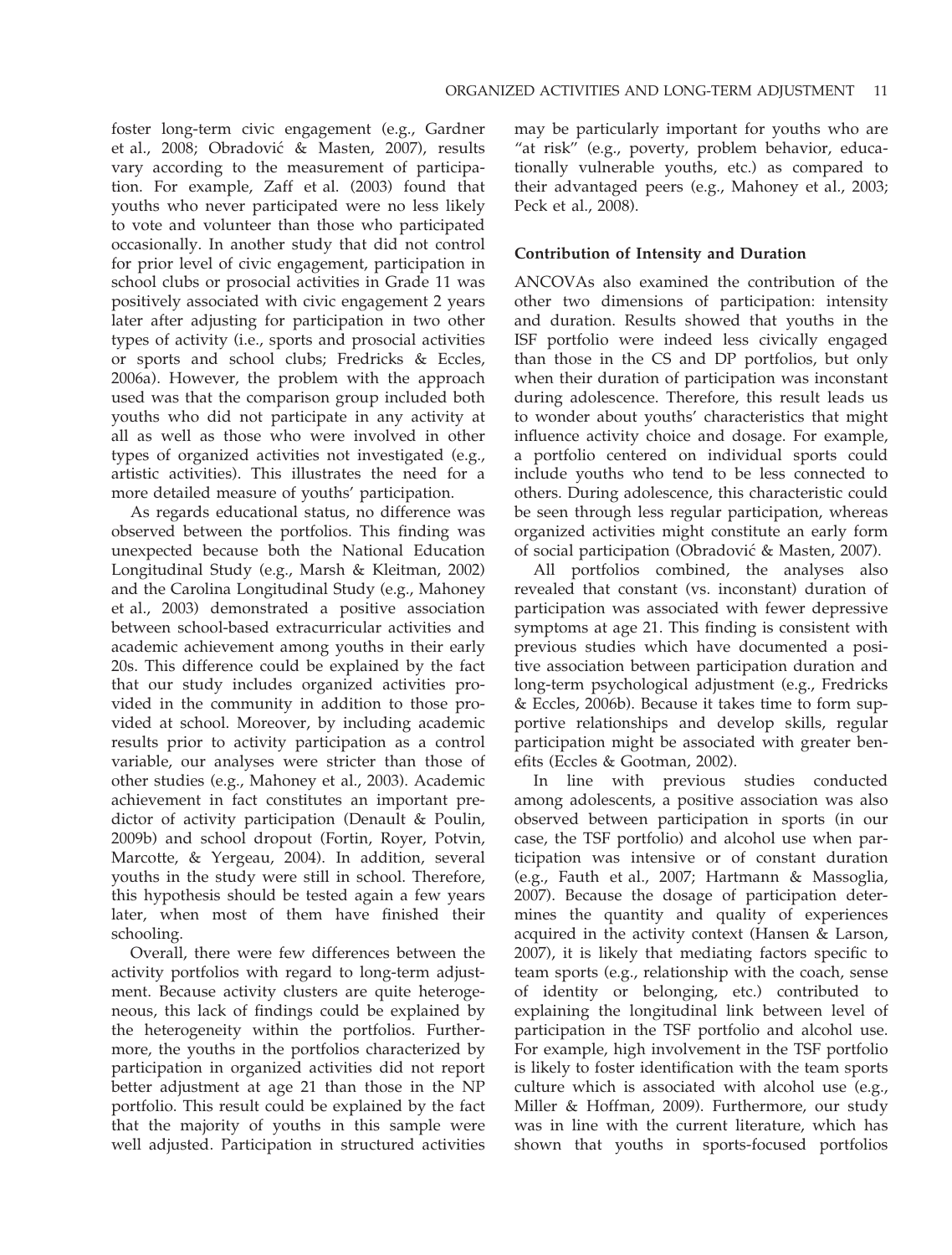foster long-term civic engagement (e.g., Gardner et al., 2008; Obradović & Masten, 2007), results vary according to the measurement of participation. For example, Zaff et al. (2003) found that youths who never participated were no less likely to vote and volunteer than those who participated occasionally. In another study that did not control for prior level of civic engagement, participation in school clubs or prosocial activities in Grade 11 was positively associated with civic engagement 2 years later after adjusting for participation in two other types of activity (i.e., sports and prosocial activities or sports and school clubs; Fredricks & Eccles, 2006a). However, the problem with the approach used was that the comparison group included both youths who did not participate in any activity at all as well as those who were involved in other types of organized activities not investigated (e.g., artistic activities). This illustrates the need for a more detailed measure of youths' participation.

As regards educational status, no difference was observed between the portfolios. This finding was unexpected because both the National Education Longitudinal Study (e.g., Marsh & Kleitman, 2002) and the Carolina Longitudinal Study (e.g., Mahoney et al., 2003) demonstrated a positive association between school-based extracurricular activities and academic achievement among youths in their early 20s. This difference could be explained by the fact that our study includes organized activities provided in the community in addition to those provided at school. Moreover, by including academic results prior to activity participation as a control variable, our analyses were stricter than those of other studies (e.g., Mahoney et al., 2003). Academic achievement in fact constitutes an important predictor of activity participation (Denault & Poulin, 2009b) and school dropout (Fortin, Royer, Potvin, Marcotte, & Yergeau, 2004). In addition, several youths in the study were still in school. Therefore, this hypothesis should be tested again a few years later, when most of them have finished their schooling.

Overall, there were few differences between the activity portfolios with regard to long-term adjustment. Because activity clusters are quite heterogeneous, this lack of findings could be explained by the heterogeneity within the portfolios. Furthermore, the youths in the portfolios characterized by participation in organized activities did not report better adjustment at age 21 than those in the NP portfolio. This result could be explained by the fact that the majority of youths in this sample were well adjusted. Participation in structured activities may be particularly important for youths who are "at risk" (e.g., poverty, problem behavior, educationally vulnerable youths, etc.) as compared to their advantaged peers (e.g., Mahoney et al., 2003; Peck et al., 2008).

### Contribution of Intensity and Duration

ANCOVAs also examined the contribution of the other two dimensions of participation: intensity and duration. Results showed that youths in the ISF portfolio were indeed less civically engaged than those in the CS and DP portfolios, but only when their duration of participation was inconstant during adolescence. Therefore, this result leads us to wonder about youths' characteristics that might influence activity choice and dosage. For example, a portfolio centered on individual sports could include youths who tend to be less connected to others. During adolescence, this characteristic could be seen through less regular participation, whereas organized activities might constitute an early form of social participation (Obradović & Masten, 2007).

All portfolios combined, the analyses also revealed that constant (vs. inconstant) duration of participation was associated with fewer depressive symptoms at age 21. This finding is consistent with previous studies which have documented a positive association between participation duration and long-term psychological adjustment (e.g., Fredricks & Eccles, 2006b). Because it takes time to form supportive relationships and develop skills, regular participation might be associated with greater benefits (Eccles & Gootman, 2002).

In line with previous studies conducted among adolescents, a positive association was also observed between participation in sports (in our case, the TSF portfolio) and alcohol use when participation was intensive or of constant duration (e.g., Fauth et al., 2007; Hartmann & Massoglia, 2007). Because the dosage of participation determines the quantity and quality of experiences acquired in the activity context (Hansen & Larson, 2007), it is likely that mediating factors specific to team sports (e.g., relationship with the coach, sense of identity or belonging, etc.) contributed to explaining the longitudinal link between level of participation in the TSF portfolio and alcohol use. For example, high involvement in the TSF portfolio is likely to foster identification with the team sports culture which is associated with alcohol use (e.g., Miller & Hoffman, 2009). Furthermore, our study was in line with the current literature, which has shown that youths in sports-focused portfolios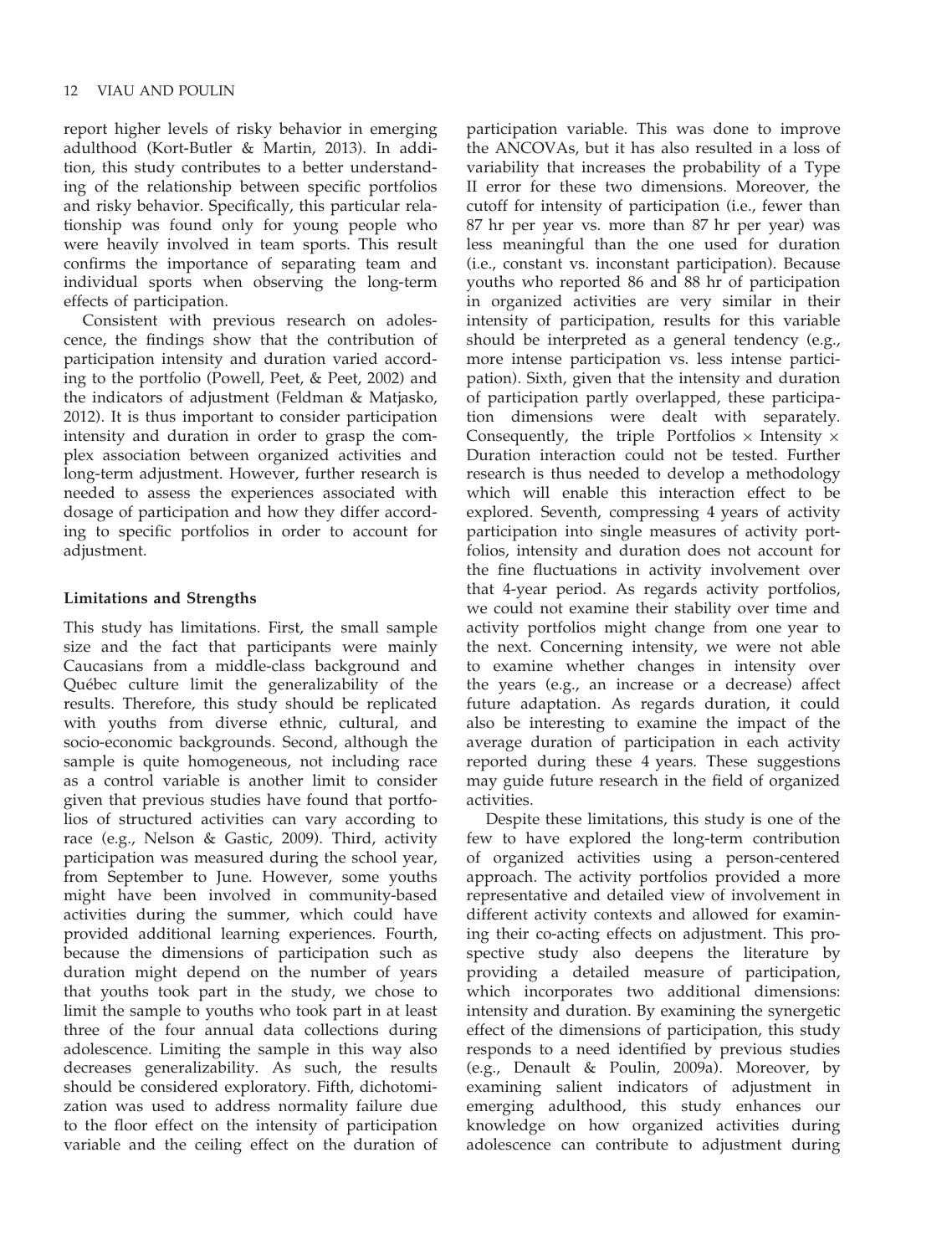report higher levels of risky behavior in emerging adulthood (Kort-Butler & Martin, 2013). In addition, this study contributes to a better understanding of the relationship between specific portfolios and risky behavior. Specifically, this particular relationship was found only for young people who were heavily involved in team sports. This result confirms the importance of separating team and individual sports when observing the long-term effects of participation.

Consistent with previous research on adolescence, the findings show that the contribution of participation intensity and duration varied according to the portfolio (Powell, Peet, & Peet, 2002) and the indicators of adjustment (Feldman & Matjasko, 2012). It is thus important to consider participation intensity and duration in order to grasp the complex association between organized activities and long-term adjustment. However, further research is needed to assess the experiences associated with dosage of participation and how they differ according to specific portfolios in order to account for adjustment.

### Limitations and Strengths

This study has limitations. First, the small sample size and the fact that participants were mainly Caucasians from a middle-class background and Québec culture limit the generalizability of the results. Therefore, this study should be replicated with youths from diverse ethnic, cultural, and socio-economic backgrounds. Second, although the sample is quite homogeneous, not including race as a control variable is another limit to consider given that previous studies have found that portfolios of structured activities can vary according to race (e.g., Nelson & Gastic, 2009). Third, activity participation was measured during the school year, from September to June. However, some youths might have been involved in community-based activities during the summer, which could have provided additional learning experiences. Fourth, because the dimensions of participation such as duration might depend on the number of years that youths took part in the study, we chose to limit the sample to youths who took part in at least three of the four annual data collections during adolescence. Limiting the sample in this way also decreases generalizability. As such, the results should be considered exploratory. Fifth, dichotomization was used to address normality failure due to the floor effect on the intensity of participation variable and the ceiling effect on the duration of participation variable. This was done to improve the ANCOVAs, but it has also resulted in a loss of variability that increases the probability of a Type II error for these two dimensions. Moreover, the cutoff for intensity of participation (i.e., fewer than 87 hr per year vs. more than 87 hr per year) was less meaningful than the one used for duration (i.e., constant vs. inconstant participation). Because youths who reported 86 and 88 hr of participation in organized activities are very similar in their intensity of participation, results for this variable should be interpreted as a general tendency (e.g., more intense participation vs. less intense participation). Sixth, given that the intensity and duration of participation partly overlapped, these participation dimensions were dealt with separately. Consequently, the triple Portfolios × Intensity × Duration interaction could not be tested. Further research is thus needed to develop a methodology which will enable this interaction effect to be explored. Seventh, compressing 4 years of activity participation into single measures of activity portfolios, intensity and duration does not account for the fine fluctuations in activity involvement over that 4-year period. As regards activity portfolios, we could not examine their stability over time and activity portfolios might change from one year to the next. Concerning intensity, we were not able to examine whether changes in intensity over the years (e.g., an increase or a decrease) affect future adaptation. As regards duration, it could also be interesting to examine the impact of the average duration of participation in each activity reported during these 4 years. These suggestions may guide future research in the field of organized activities.

Despite these limitations, this study is one of the few to have explored the long-term contribution of organized activities using a person-centered approach. The activity portfolios provided a more representative and detailed view of involvement in different activity contexts and allowed for examining their co-acting effects on adjustment. This prospective study also deepens the literature by providing a detailed measure of participation, which incorporates two additional dimensions: intensity and duration. By examining the synergetic effect of the dimensions of participation, this study responds to a need identified by previous studies (e.g., Denault & Poulin, 2009a). Moreover, by examining salient indicators of adjustment in emerging adulthood, this study enhances our knowledge on how organized activities during adolescence can contribute to adjustment during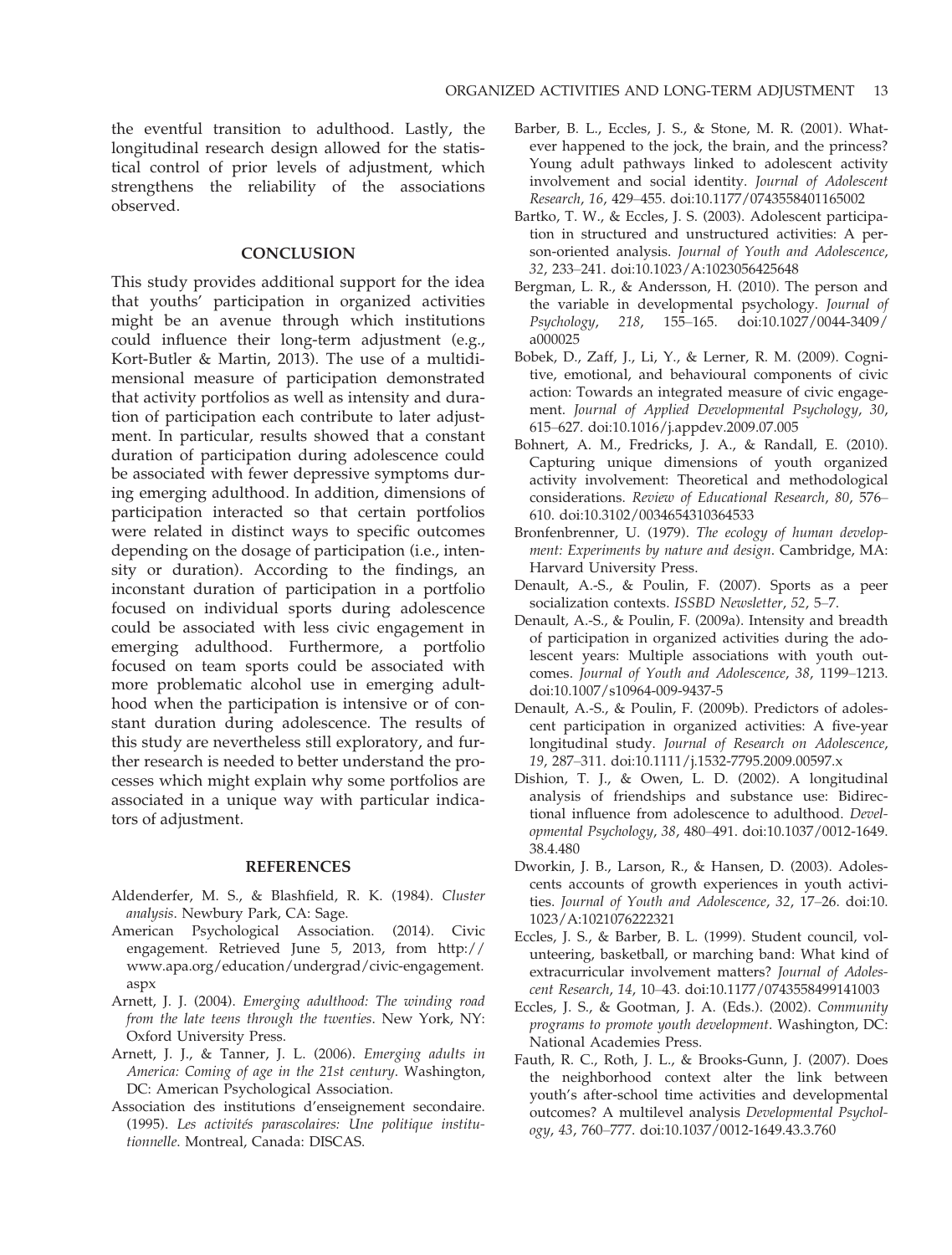the eventful transition to adulthood. Lastly, the longitudinal research design allowed for the statistical control of prior levels of adjustment, which strengthens the reliability of the associations observed.

## CONCLUSION

This study provides additional support for the idea that youths' participation in organized activities might be an avenue through which institutions could influence their long-term adjustment (e.g., Kort-Butler & Martin, 2013). The use of a multidimensional measure of participation demonstrated that activity portfolios as well as intensity and duration of participation each contribute to later adjustment. In particular, results showed that a constant duration of participation during adolescence could be associated with fewer depressive symptoms during emerging adulthood. In addition, dimensions of participation interacted so that certain portfolios were related in distinct ways to specific outcomes depending on the dosage of participation (i.e., intensity or duration). According to the findings, an inconstant duration of participation in a portfolio focused on individual sports during adolescence could be associated with less civic engagement in emerging adulthood. Furthermore, a portfolio focused on team sports could be associated with more problematic alcohol use in emerging adulthood when the participation is intensive or of constant duration during adolescence. The results of this study are nevertheless still exploratory, and further research is needed to better understand the processes which might explain why some portfolios are associated in a unique way with particular indicators of adjustment.

## REFERENCES

Aldenderfer, M. S., & Blashfield, R. K. (1984). *Cluster analysis*. Newbury Park, CA: Sage.

American Psychological Association. (2014). Civic engagement. Retrieved June 5, 2013, from http://www.apa.org/education/undergrad/civic-engagement.aspx

Arnett, J. J. (2004). *Emerging adulthood: The winding road from the late teens through the twenties*. New York, NY: Oxford University Press.

Arnett, J. J., & Tanner, J. L. (2006). *Emerging adults in America: Coming of age in the 21st century*. Washington, DC: American Psychological Association.

Association des institutions d'enseignement secondaire. (1995). *Les activités parascolaires: Une politique institutionnelle*. Montreal, Canada: DISCAS.

Barber, B. L., Eccles, J. S., & Stone, M. R. (2001). Whatever happened to the jock, the brain, and the princess? Young adult pathways linked to adolescent activity involvement and social identity. *Journal of Adolescent Research*, *16*, 429–455. doi:10.1177/0743558401165002

Bartko, T. W., & Eccles, J. S. (2003). Adolescent participation in structured and unstructured activities: A person-oriented analysis. *Journal of Youth and Adolescence*, *32*, 233–241. doi:10.1023/A:1023056425648

Bergman, L. R., & Andersson, H. (2010). The person and the variable in developmental psychology. *Journal of Psychology*, *218*, 155–165. doi:10.1027/0044-3409/a000025

Bobek, D., Zaff, J., Li, Y., & Lerner, R. M. (2009). Cognitive, emotional, and behavioural components of civic action: Towards an integrated measure of civic engagement. *Journal of Applied Developmental Psychology*, *30*, 615–627. doi:10.1016/j.appdev.2009.07.005

Bohnert, A. M., Fredricks, J. A., & Randall, E. (2010). Capturing unique dimensions of youth organized activity involvement: Theoretical and methodological considerations. *Review of Educational Research*, *80*, 576–610. doi:10.3102/0034654310364533

Bronfenbrenner, U. (1979). *The ecology of human development: Experiments by nature and design*. Cambridge, MA: Harvard University Press.

Denault, A.-S., & Poulin, F. (2007). Sports as a peer socialization contexts. *ISSBD Newsletter*, *52*, 5–7.

Denault, A.-S., & Poulin, F. (2009a). Intensity and breadth of participation in organized activities during the adolescent years: Multiple associations with youth outcomes. *Journal of Youth and Adolescence*, *38*, 1199–1213. doi:10.1007/s10964-009-9437-5

Denault, A.-S., & Poulin, F. (2009b). Predictors of adolescent participation in organized activities: A five-year longitudinal study. *Journal of Research on Adolescence*, *19*, 287–311. doi:10.1111/j.1532-7795.2009.00597.x

Dishion, T. J., & Owen, L. D. (2002). A longitudinal analysis of friendships and substance use: Bidirectional influence from adolescence to adulthood. *Developmental Psychology*, *38*, 480–491. doi:10.1037/0012-1649.38.4.480

Dworkin, J. B., Larson, R., & Hansen, D. (2003). Adolescents accounts of growth experiences in youth activities. *Journal of Youth and Adolescence*, *32*, 17–26. doi:10.1023/A:1021076222321

Eccles, J. S., & Barber, B. L. (1999). Student council, volunteering, basketball, or marching band: What kind of extracurricular involvement matters? *Journal of Adolescent Research*, *14*, 10–43. doi:10.1177/0743558499141003

Eccles, J. S., & Gootman, J. A. (Eds.). (2002). *Community programs to promote youth development*. Washington, DC: National Academies Press.

Fauth, R. C., Roth, J. L., & Brooks-Gunn, J. (2007). Does the neighborhood context alter the link between youth's after-school time activities and developmental outcomes? A multilevel analysis *Developmental Psychology*, *43*, 760–777. doi:10.1037/0012-1649.43.3.760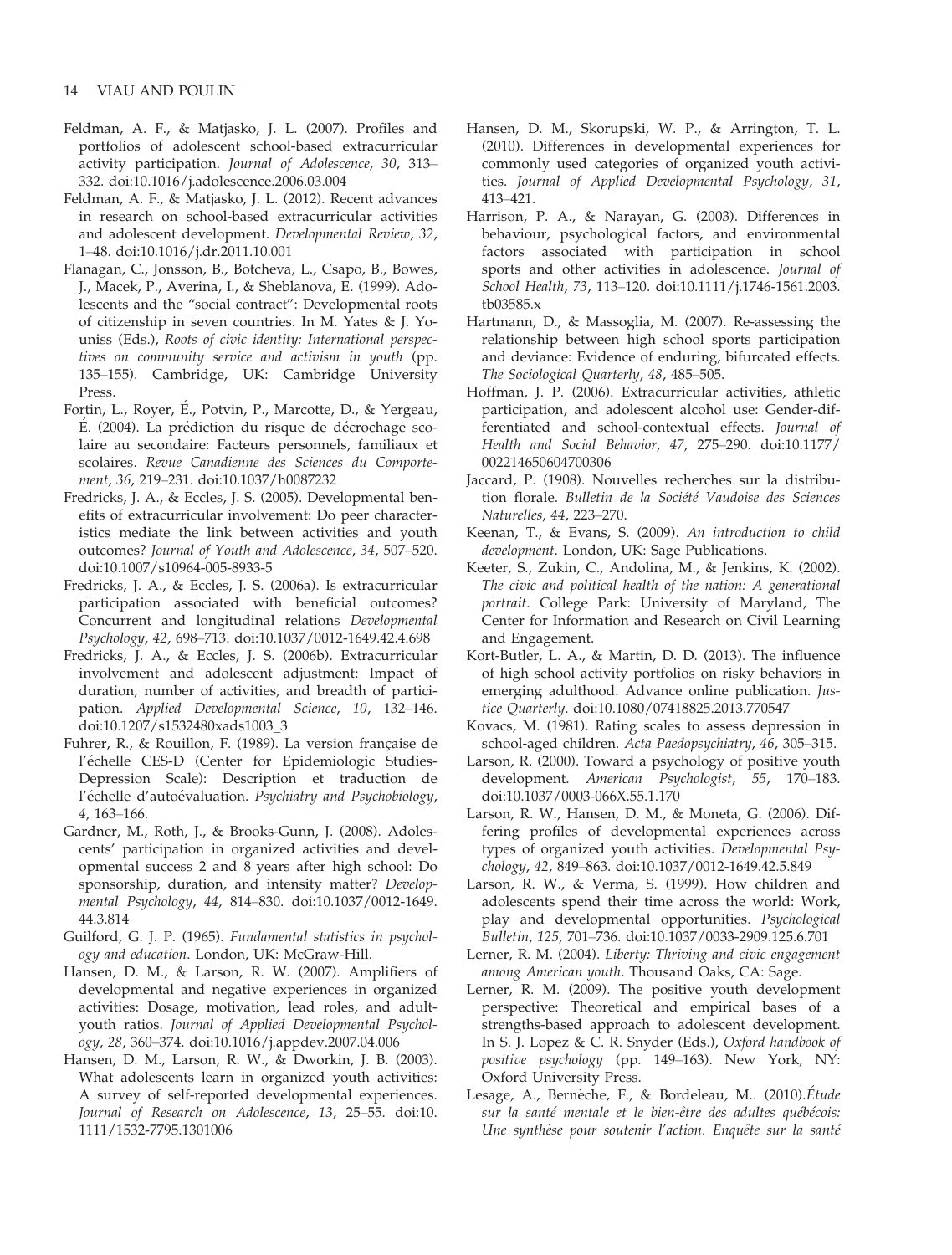Feldman, A. F., & Matjasko, J. L. (2007). Profiles and portfolios of adolescent school-based extracurricular activity participation. *Journal of Adolescence*, *30*, 313–332. doi:10.1016/j.adolescence.2006.03.004

Feldman, A. F., & Matjasko, J. L. (2012). Recent advances in research on school-based extracurricular activities and adolescent development. *Developmental Review*, *32*, 1–48. doi:10.1016/j.dr.2011.10.001

Flanagan, C., Jonsson, B., Botcheva, L., Csapo, B., Bowes, J., Macek, P., Averina, I., & Sheblanova, E. (1999). Adolescents and the "social contract": Developmental roots of citizenship in seven countries. In M. Yates & J. Youniss (Eds.), *Roots of civic identity: International perspectives on community service and activism in youth* (pp. 135–155). Cambridge, UK: Cambridge University Press.

Fortin, L., Royer, É., Potvin, P., Marcotte, D., & Yergeau, É. (2004). La prédiction du risque de décrochage scolaire au secondaire: Facteurs personnels, familiaux et scolaires. *Revue Canadienne des Sciences du Comportement*, *36*, 219–231. doi:10.1037/h0087232

Fredricks, J. A., & Eccles, J. S. (2005). Developmental benefits of extracurricular involvement: Do peer characteristics mediate the link between activities and youth outcomes? *Journal of Youth and Adolescence*, *34*, 507–520. doi:10.1007/s10964-005-8933-5

Fredricks, J. A., & Eccles, J. S. (2006a). Is extracurricular participation associated with beneficial outcomes? Concurrent and longitudinal relations *Developmental Psychology*, *42*, 698–713. doi:10.1037/0012-1649.42.4.698

Fredricks, J. A., & Eccles, J. S. (2006b). Extracurricular involvement and adolescent adjustment: Impact of duration, number of activities, and breadth of participation. *Applied Developmental Science*, *10*, 132–146. doi:10.1207/s1532480xads1003_3

Fuhrer, R., & Rouillon, F. (1989). La version française de l'échelle CES-D (Center for Epidemiologic Studies-Depression Scale): Description et traduction de l'échelle d'autoévaluation. *Psychiatry and Psychobiology*, *4*, 163–166.

Gardner, M., Roth, J., & Brooks-Gunn, J. (2008). Adolescents' participation in organized activities and developmental success 2 and 8 years after high school: Do sponsorship, duration, and intensity matter? *Developmental Psychology*, *44*, 814–830. doi:10.1037/0012-1649.44.3.814

Guilford, G. J. P. (1965). *Fundamental statistics in psychology and education*. London, UK: McGraw-Hill.

Hansen, D. M., & Larson, R. W. (2007). Amplifiers of developmental and negative experiences in organized activities: Dosage, motivation, lead roles, and adult-youth ratios. *Journal of Applied Developmental Psychology*, *28*, 360–374. doi:10.1016/j.appdev.2007.04.006

Hansen, D. M., Larson, R. W., & Dworkin, J. B. (2003). What adolescents learn in organized youth activities: A survey of self-reported developmental experiences. *Journal of Research on Adolescence*, *13*, 25–55. doi:10.1111/1532-7795.1301006

Hansen, D. M., Skorupski, W. P., & Arrington, T. L. (2010). Differences in developmental experiences for commonly used categories of organized youth activities. *Journal of Applied Developmental Psychology*, *31*, 413–421.

Harrison, P. A., & Narayan, G. (2003). Differences in behaviour, psychological factors, and environmental factors associated with participation in school sports and other activities in adolescence. *Journal of School Health*, *73*, 113–120. doi:10.1111/j.1746-1561.2003.tb03585.x

Hartmann, D., & Massoglia, M. (2007). Re-assessing the relationship between high school sports participation and deviance: Evidence of enduring, bifurcated effects. *The Sociological Quarterly*, *48*, 485–505.

Hoffman, J. P. (2006). Extracurricular activities, athletic participation, and adolescent alcohol use: Gender-differentiated and school-contextual effects. *Journal of Health and Social Behavior*, *47*, 275–290. doi:10.1177/002214650604700306

Jaccard, P. (1908). Nouvelles recherches sur la distribution florale. *Bulletin de la Société Vaudoise des Sciences Naturelles*, *44*, 223–270.

Keenan, T., & Evans, S. (2009). *An introduction to child development*. London, UK: Sage Publications.

Keeter, S., Zukin, C., Andolina, M., & Jenkins, K. (2002). *The civic and political health of the nation: A generational portrait*. College Park: University of Maryland, The Center for Information and Research on Civil Learning and Engagement.

Kort-Butler, L. A., & Martin, D. D. (2013). The influence of high school activity portfolios on risky behaviors in emerging adulthood. Advance online publication. *Justice Quarterly*. doi:10.1080/07418825.2013.770547

Kovacs, M. (1981). Rating scales to assess depression in school-aged children. *Acta Paedopsychiatry*, *46*, 305–315.

Larson, R. (2000). Toward a psychology of positive youth development. *American Psychologist*, *55*, 170–183. doi:10.1037/0003-066X.55.1.170

Larson, R. W., Hansen, D. M., & Moneta, G. (2006). Differing profiles of developmental experiences across types of organized youth activities. *Developmental Psychology*, *42*, 849–863. doi:10.1037/0012-1649.42.5.849

Larson, R. W., & Verma, S. (1999). How children and adolescents spend their time across the world: Work, play and developmental opportunities. *Psychological Bulletin*, *125*, 701–736. doi:10.1037/0033-2909.125.6.701

Lerner, R. M. (2004). *Liberty: Thriving and civic engagement among American youth*. Thousand Oaks, CA: Sage.

Lerner, R. M. (2009). The positive youth development perspective: Theoretical and empirical bases of a strengths-based approach to adolescent development. In S. J. Lopez & C. R. Snyder (Eds.), *Oxford handbook of positive psychology* (pp. 149–163). New York, NY: Oxford University Press.

Lesage, A., Bernèche, F., & Bordeleau, M.. (2010).*Étude sur la santé mentale et le bien-être des adultes québécois: Une synthèse pour soutenir l'action. Enquête sur la santé*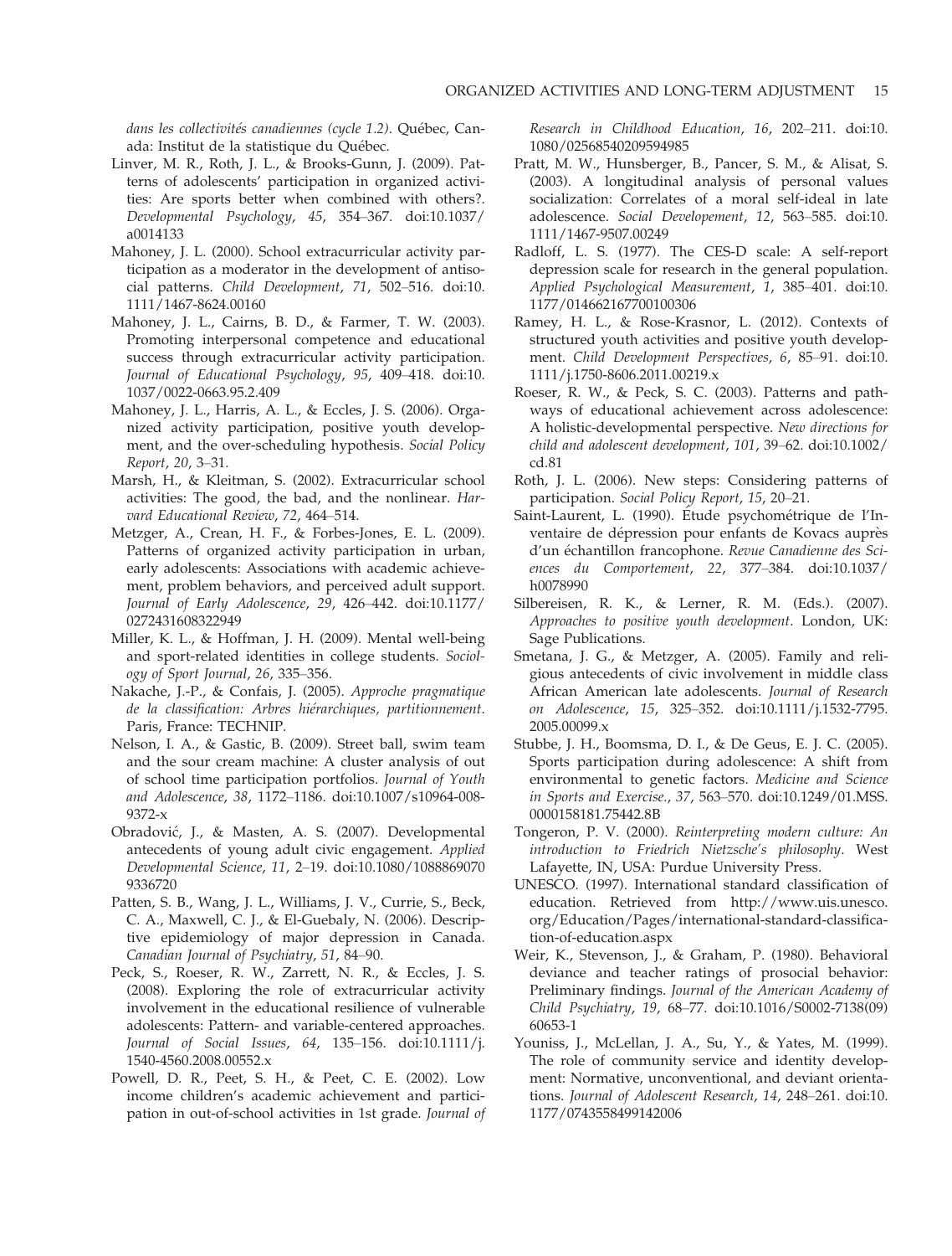*dans les collectivités canadiennes (cycle 1.2)*. Québec, Canada: Institut de la statistique du Québec.

Linver, M. R., Roth, J. L., & Brooks-Gunn, J. (2009). Patterns of adolescents' participation in organized activities: Are sports better when combined with others?. *Developmental Psychology*, *45*, 354–367. doi:10.1037/a0014133

Mahoney, J. L. (2000). School extracurricular activity participation as a moderator in the development of antisocial patterns. *Child Development*, *71*, 502–516. doi:10.1111/1467-8624.00160

Mahoney, J. L., Cairns, B. D., & Farmer, T. W. (2003). Promoting interpersonal competence and educational success through extracurricular activity participation. *Journal of Educational Psychology*, *95*, 409–418. doi:10.1037/0022-0663.95.2.409

Mahoney, J. L., Harris, A. L., & Eccles, J. S. (2006). Organized activity participation, positive youth development, and the over-scheduling hypothesis. *Social Policy Report*, *20*, 3–31.

Marsh, H., & Kleitman, S. (2002). Extracurricular school activities: The good, the bad, and the nonlinear. *Harvard Educational Review*, *72*, 464–514.

Metzger, A., Crean, H. F., & Forbes-Jones, E. L. (2009). Patterns of organized activity participation in urban, early adolescents: Associations with academic achievement, problem behaviors, and perceived adult support. *Journal of Early Adolescence*, *29*, 426–442. doi:10.1177/0272431608322949

Miller, K. L., & Hoffman, J. H. (2009). Mental well-being and sport-related identities in college students. *Sociology of Sport Journal*, *26*, 335–356.

Nakache, J.-P., & Confais, J. (2005). *Approche pragmatique de la classification: Arbres hiérarchiques, partitionnement*. Paris, France: TECHNIP.

Nelson, I. A., & Gastic, B. (2009). Street ball, swim team and the sour cream machine: A cluster analysis of out of school time participation portfolios. *Journal of Youth and Adolescence*, *38*, 1172–1186. doi:10.1007/s10964-008-9372-x

Obradović, J., & Masten, A. S. (2007). Developmental antecedents of young adult civic engagement. *Applied Developmental Science*, *11*, 2–19. doi:10.1080/10888690709336720

Patten, S. B., Wang, J. L., Williams, J. V., Currie, S., Beck, C. A., Maxwell, C. J., & El-Guebaly, N. (2006). Descriptive epidemiology of major depression in Canada. *Canadian Journal of Psychiatry*, *51*, 84–90.

Peck, S., Roeser, R. W., Zarrett, N. R., & Eccles, J. S. (2008). Exploring the role of extracurricular activity involvement in the educational resilience of vulnerable adolescents: Pattern- and variable-centered approaches. *Journal of Social Issues*, *64*, 135–156. doi:10.1111/j.1540-4560.2008.00552.x

Powell, D. R., Peet, S. H., & Peet, C. E. (2002). Low income children's academic achievement and participation in out-of-school activities in 1st grade. *Journal of Research in Childhood Education*, *16*, 202–211. doi:10.1080/02568540209594985

Pratt, M. W., Hunsberger, B., Pancer, S. M., & Alisat, S. (2003). A longitudinal analysis of personal values socialization: Correlates of a moral self-ideal in late adolescence. *Social Developement*, *12*, 563–585. doi:10.1111/1467-9507.00249

Radloff, L. S. (1977). The CES-D scale: A self-report depression scale for research in the general population. *Applied Psychological Measurement*, *1*, 385–401. doi:10.1177/014662167700100306

Ramey, H. L., & Rose-Krasnor, L. (2012). Contexts of structured youth activities and positive youth development. *Child Development Perspectives*, *6*, 85–91. doi:10.1111/j.1750-8606.2011.00219.x

Roeser, R. W., & Peck, S. C. (2003). Patterns and pathways of educational achievement across adolescence: A holistic-developmental perspective. *New directions for child and adolescent development*, *101*, 39–62. doi:10.1002/cd.81

Roth, J. L. (2006). New steps: Considering patterns of participation. *Social Policy Report*, *15*, 20–21.

Saint-Laurent, L. (1990). Étude psychométrique de l'Inventaire de dépression pour enfants de Kovacs auprès d'un échantillon francophone. *Revue Canadienne des Sciences du Comportement*, *22*, 377–384. doi:10.1037/h0078990

Silbereisen, R. K., & Lerner, R. M. (Eds.). (2007). *Approaches to positive youth development*. London, UK: Sage Publications.

Smetana, J. G., & Metzger, A. (2005). Family and religious antecedents of civic involvement in middle class African American late adolescents. *Journal of Research on Adolescence*, *15*, 325–352. doi:10.1111/j.1532-7795.2005.00099.x

Stubbe, J. H., Boomsma, D. I., & De Geus, E. J. C. (2005). Sports participation during adolescence: A shift from environmental to genetic factors. *Medicine and Science in Sports and Exercise.*, *37*, 563–570. doi:10.1249/01.MSS.0000158181.75442.8B

Tongeron, P. V. (2000). *Reinterpreting modern culture: An introduction to Friedrich Nietzsche's philosophy*. West Lafayette, IN, USA: Purdue University Press.

UNESCO. (1997). International standard classification of education. Retrieved from http://www.uis.unesco.org/Education/Pages/international-standard-classification-of-education.aspx

Weir, K., Stevenson, J., & Graham, P. (1980). Behavioral deviance and teacher ratings of prosocial behavior: Preliminary findings. *Journal of the American Academy of Child Psychiatry*, *19*, 68–77. doi:10.1016/S0002-7138(09)60653-1

Youniss, J., McLellan, J. A., Su, Y., & Yates, M. (1999). The role of community service and identity development: Normative, unconventional, and deviant orientations. *Journal of Adolescent Research*, *14*, 248–261. doi:10.1177/0743558499142006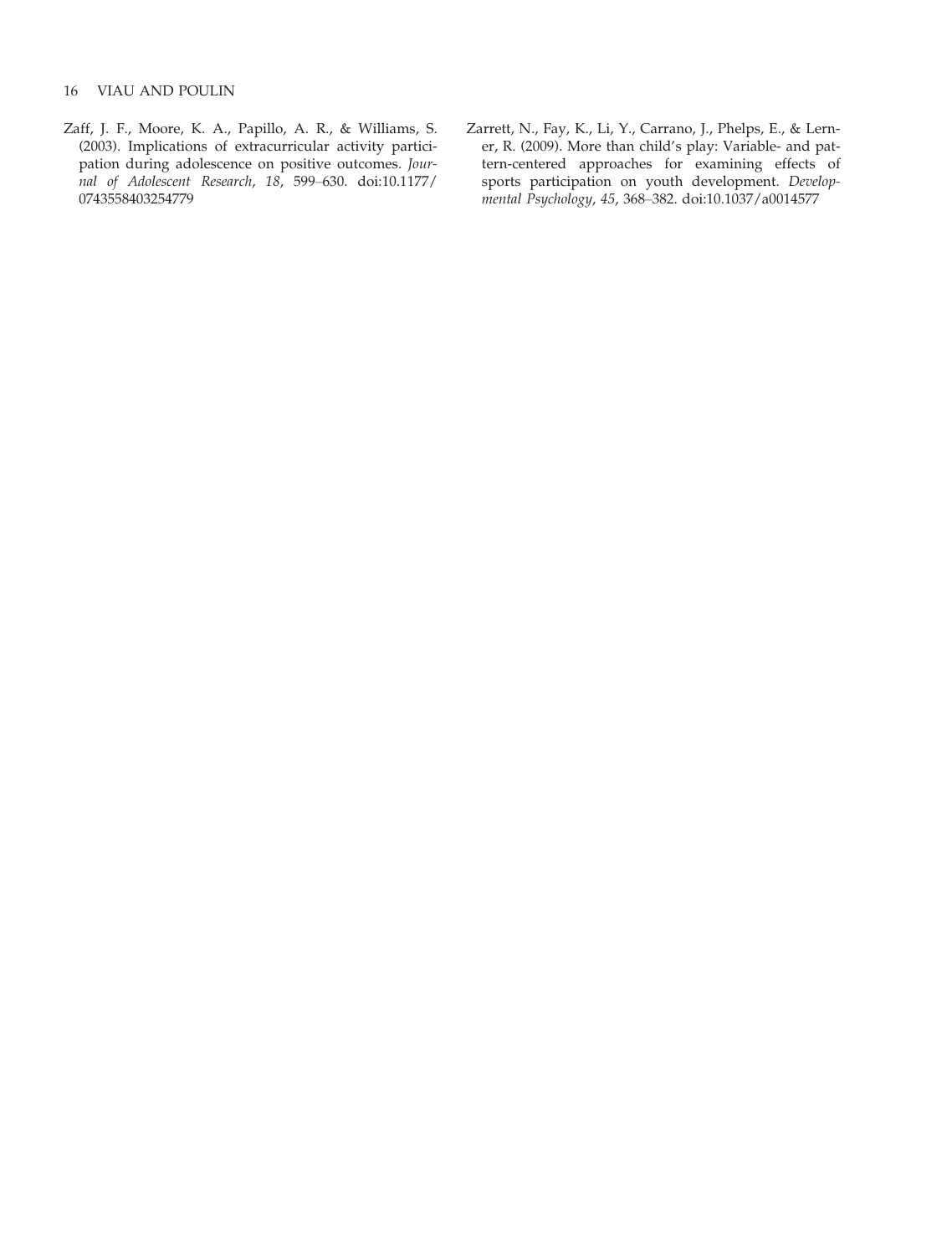Zaff, J. F., Moore, K. A., Papillo, A. R., & Williams, S. (2003). Implications of extracurricular activity participation during adolescence on positive outcomes. *Journal of Adolescent Research*, *18*, 599–630. doi:10.1177/0743558403254779

Zarrett, N., Fay, K., Li, Y., Carrano, J., Phelps, E., & Lerner, R. (2009). More than child's play: Variable- and pattern-centered approaches for examining effects of sports participation on youth development. *Developmental Psychology*, *45*, 368–382. doi:10.1037/a0014577